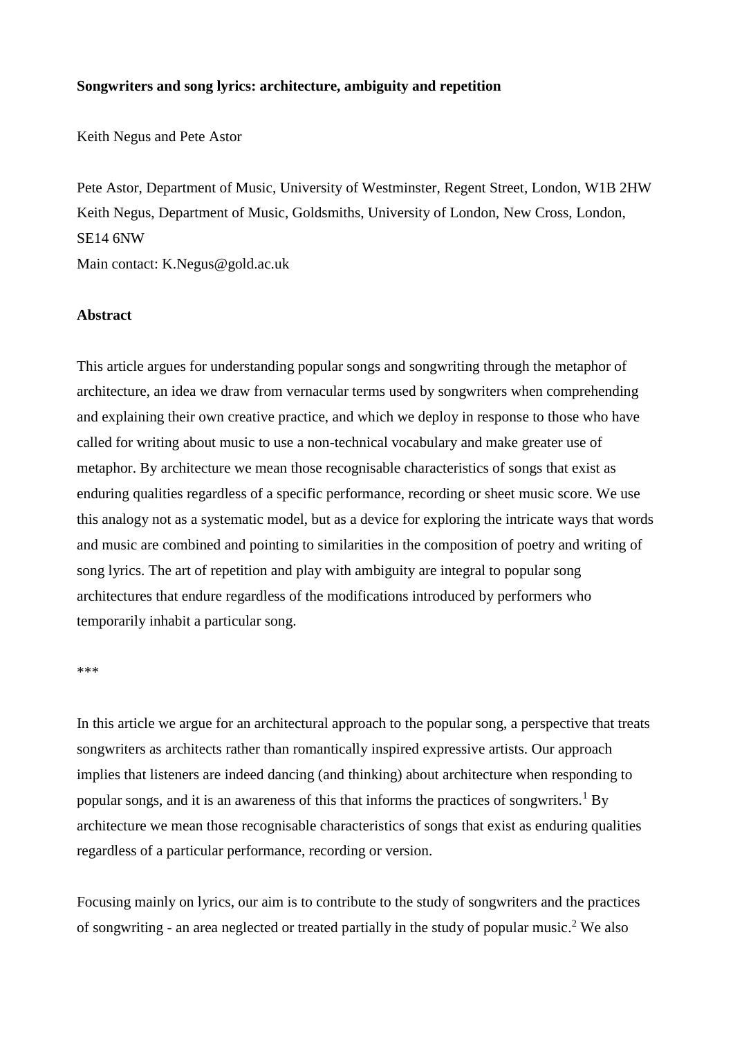**Songwriters and song lyrics: architecture, ambiguity and repetition**

Keith Negus and Pete Astor

Pete Astor, Department of Music, University of Westminster, Regent Street, London, W1B 2HW
Keith Negus, Department of Music, Goldsmiths, University of London, New Cross, London, SE14 6NW
Main contact: K.Negus@gold.ac.uk

**Abstract**

This article argues for understanding popular songs and songwriting through the metaphor of architecture, an idea we draw from vernacular terms used by songwriters when comprehending and explaining their own creative practice, and which we deploy in response to those who have called for writing about music to use a non-technical vocabulary and make greater use of metaphor. By architecture we mean those recognisable characteristics of songs that exist as enduring qualities regardless of a specific performance, recording or sheet music score. We use this analogy not as a systematic model, but as a device for exploring the intricate ways that words and music are combined and pointing to similarities in the composition of poetry and writing of song lyrics. The art of repetition and play with ambiguity are integral to popular song architectures that endure regardless of the modifications introduced by performers who temporarily inhabit a particular song.

***

In this article we argue for an architectural approach to the popular song, a perspective that treats songwriters as architects rather than romantically inspired expressive artists. Our approach implies that listeners are indeed dancing (and thinking) about architecture when responding to popular songs, and it is an awareness of this that informs the practices of songwriters.[1] By architecture we mean those recognisable characteristics of songs that exist as enduring qualities regardless of a particular performance, recording or version.

Focusing mainly on lyrics, our aim is to contribute to the study of songwriters and the practices of songwriting - an area neglected or treated partially in the study of popular music.[2] We also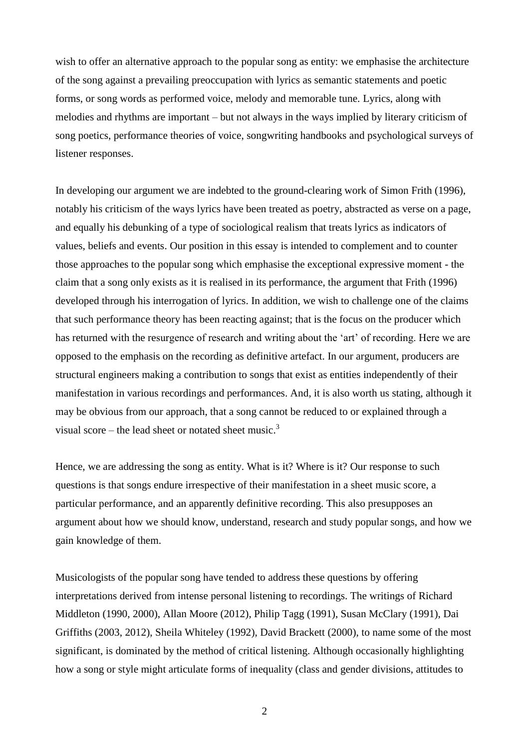wish to offer an alternative approach to the popular song as entity: we emphasise the architecture of the song against a prevailing preoccupation with lyrics as semantic statements and poetic forms, or song words as performed voice, melody and memorable tune. Lyrics, along with melodies and rhythms are important – but not always in the ways implied by literary criticism of song poetics, performance theories of voice, songwriting handbooks and psychological surveys of listener responses.

In developing our argument we are indebted to the ground-clearing work of Simon Frith (1996), notably his criticism of the ways lyrics have been treated as poetry, abstracted as verse on a page, and equally his debunking of a type of sociological realism that treats lyrics as indicators of values, beliefs and events. Our position in this essay is intended to complement and to counter those approaches to the popular song which emphasise the exceptional expressive moment - the claim that a song only exists as it is realised in its performance, the argument that Frith (1996) developed through his interrogation of lyrics. In addition, we wish to challenge one of the claims that such performance theory has been reacting against; that is the focus on the producer which has returned with the resurgence of research and writing about the 'art' of recording. Here we are opposed to the emphasis on the recording as definitive artefact. In our argument, producers are structural engineers making a contribution to songs that exist as entities independently of their manifestation in various recordings and performances. And, it is also worth us stating, although it may be obvious from our approach, that a song cannot be reduced to or explained through a visual score – the lead sheet or notated sheet music.[3]

Hence, we are addressing the song as entity. What is it? Where is it? Our response to such questions is that songs endure irrespective of their manifestation in a sheet music score, a particular performance, and an apparently definitive recording. This also presupposes an argument about how we should know, understand, research and study popular songs, and how we gain knowledge of them.

Musicologists of the popular song have tended to address these questions by offering interpretations derived from intense personal listening to recordings. The writings of Richard Middleton (1990, 2000), Allan Moore (2012), Philip Tagg (1991), Susan McClary (1991), Dai Griffiths (2003, 2012), Sheila Whiteley (1992), David Brackett (2000), to name some of the most significant, is dominated by the method of critical listening. Although occasionally highlighting how a song or style might articulate forms of inequality (class and gender divisions, attitudes to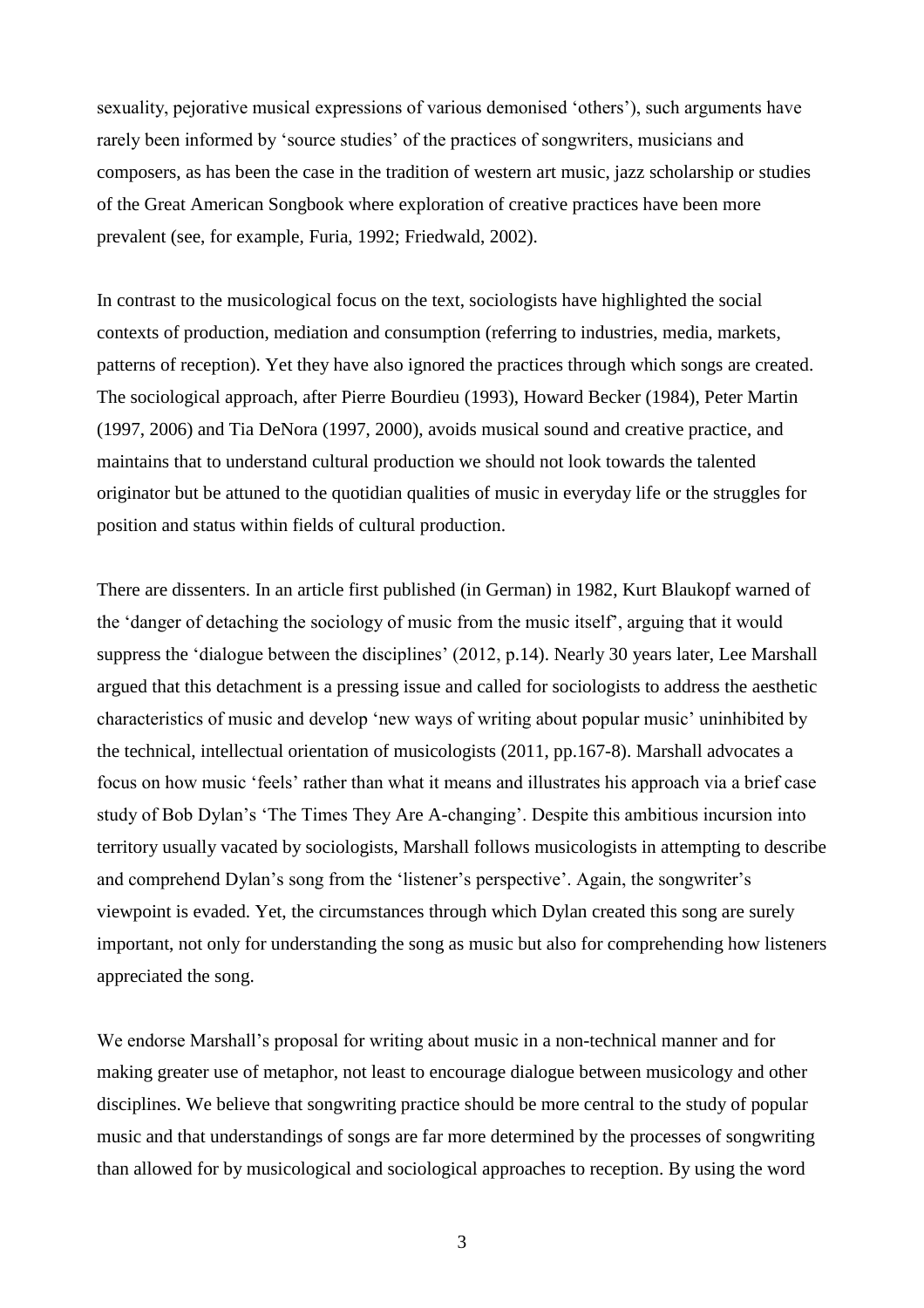sexuality, pejorative musical expressions of various demonised 'others'), such arguments have rarely been informed by 'source studies' of the practices of songwriters, musicians and composers, as has been the case in the tradition of western art music, jazz scholarship or studies of the Great American Songbook where exploration of creative practices have been more prevalent (see, for example, Furia, 1992; Friedwald, 2002).

In contrast to the musicological focus on the text, sociologists have highlighted the social contexts of production, mediation and consumption (referring to industries, media, markets, patterns of reception). Yet they have also ignored the practices through which songs are created. The sociological approach, after Pierre Bourdieu (1993), Howard Becker (1984), Peter Martin (1997, 2006) and Tia DeNora (1997, 2000), avoids musical sound and creative practice, and maintains that to understand cultural production we should not look towards the talented originator but be attuned to the quotidian qualities of music in everyday life or the struggles for position and status within fields of cultural production.

There are dissenters. In an article first published (in German) in 1982, Kurt Blaukopf warned of the 'danger of detaching the sociology of music from the music itself', arguing that it would suppress the 'dialogue between the disciplines' (2012, p.14). Nearly 30 years later, Lee Marshall argued that this detachment is a pressing issue and called for sociologists to address the aesthetic characteristics of music and develop 'new ways of writing about popular music' uninhibited by the technical, intellectual orientation of musicologists (2011, pp.167-8). Marshall advocates a focus on how music 'feels' rather than what it means and illustrates his approach via a brief case study of Bob Dylan's 'The Times They Are A-changing'. Despite this ambitious incursion into territory usually vacated by sociologists, Marshall follows musicologists in attempting to describe and comprehend Dylan's song from the 'listener's perspective'. Again, the songwriter's viewpoint is evaded. Yet, the circumstances through which Dylan created this song are surely important, not only for understanding the song as music but also for comprehending how listeners appreciated the song.

We endorse Marshall's proposal for writing about music in a non-technical manner and for making greater use of metaphor, not least to encourage dialogue between musicology and other disciplines. We believe that songwriting practice should be more central to the study of popular music and that understandings of songs are far more determined by the processes of songwriting than allowed for by musicological and sociological approaches to reception. By using the word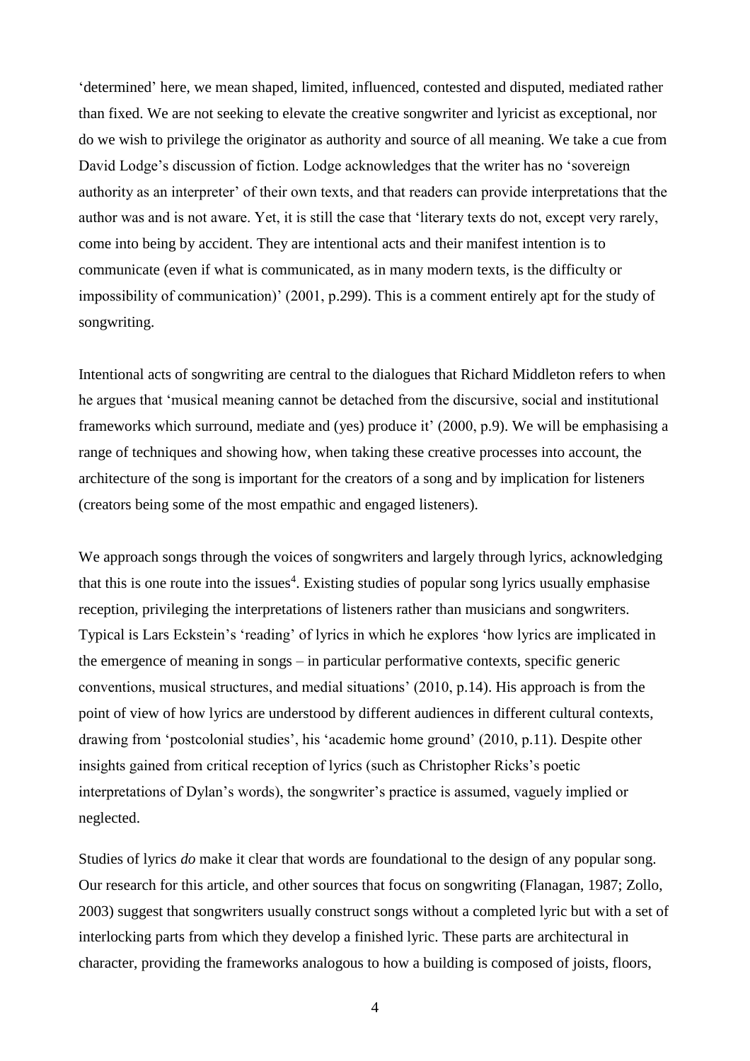'determined' here, we mean shaped, limited, influenced, contested and disputed, mediated rather than fixed. We are not seeking to elevate the creative songwriter and lyricist as exceptional, nor do we wish to privilege the originator as authority and source of all meaning. We take a cue from David Lodge's discussion of fiction. Lodge acknowledges that the writer has no 'sovereign authority as an interpreter' of their own texts, and that readers can provide interpretations that the author was and is not aware. Yet, it is still the case that 'literary texts do not, except very rarely, come into being by accident. They are intentional acts and their manifest intention is to communicate (even if what is communicated, as in many modern texts, is the difficulty or impossibility of communication)' (2001, p.299). This is a comment entirely apt for the study of songwriting.

Intentional acts of songwriting are central to the dialogues that Richard Middleton refers to when he argues that 'musical meaning cannot be detached from the discursive, social and institutional frameworks which surround, mediate and (yes) produce it' (2000, p.9). We will be emphasising a range of techniques and showing how, when taking these creative processes into account, the architecture of the song is important for the creators of a song and by implication for listeners (creators being some of the most empathic and engaged listeners).

We approach songs through the voices of songwriters and largely through lyrics, acknowledging that this is one route into the issues[4]. Existing studies of popular song lyrics usually emphasise reception, privileging the interpretations of listeners rather than musicians and songwriters. Typical is Lars Eckstein's 'reading' of lyrics in which he explores 'how lyrics are implicated in the emergence of meaning in songs – in particular performative contexts, specific generic conventions, musical structures, and medial situations' (2010, p.14). His approach is from the point of view of how lyrics are understood by different audiences in different cultural contexts, drawing from 'postcolonial studies', his 'academic home ground' (2010, p.11). Despite other insights gained from critical reception of lyrics (such as Christopher Ricks's poetic interpretations of Dylan's words), the songwriter's practice is assumed, vaguely implied or neglected.

Studies of lyrics *do* make it clear that words are foundational to the design of any popular song. Our research for this article, and other sources that focus on songwriting (Flanagan, 1987; Zollo, 2003) suggest that songwriters usually construct songs without a completed lyric but with a set of interlocking parts from which they develop a finished lyric. These parts are architectural in character, providing the frameworks analogous to how a building is composed of joists, floors,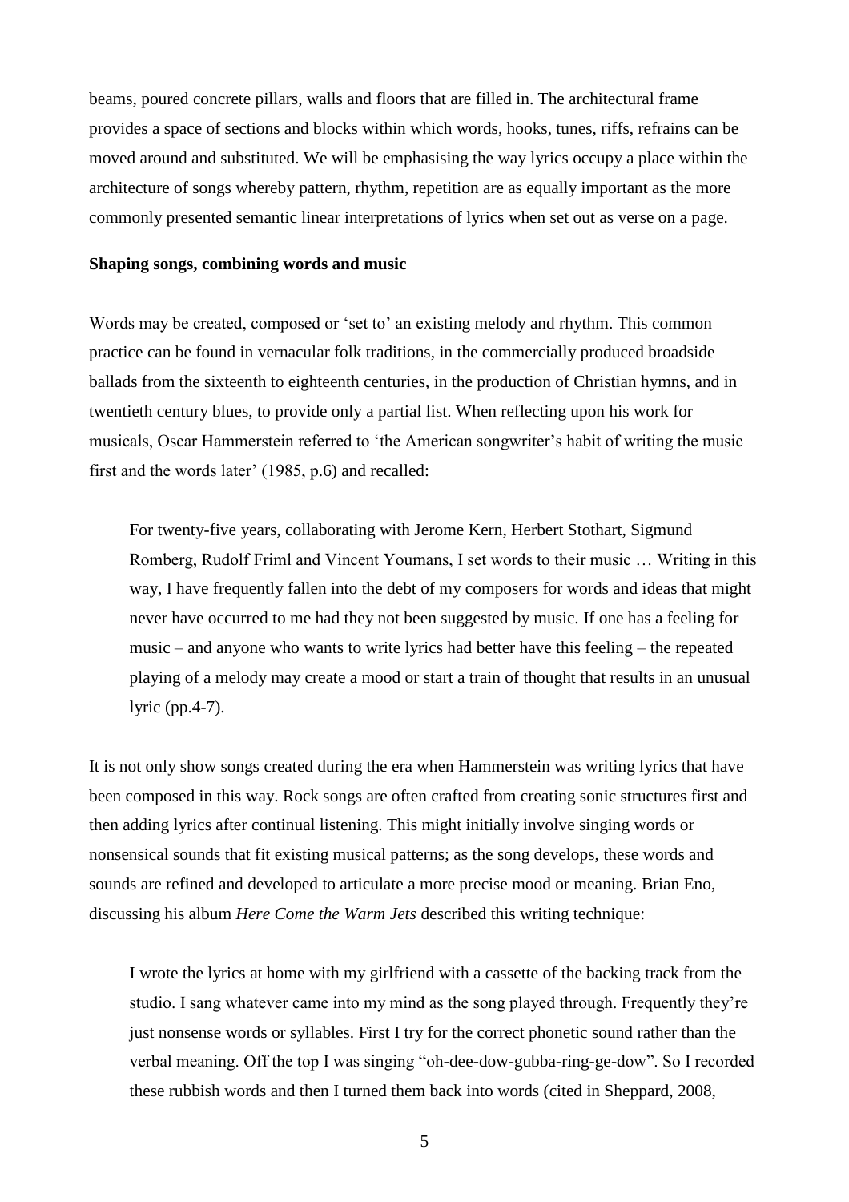beams, poured concrete pillars, walls and floors that are filled in. The architectural frame provides a space of sections and blocks within which words, hooks, tunes, riffs, refrains can be moved around and substituted. We will be emphasising the way lyrics occupy a place within the architecture of songs whereby pattern, rhythm, repetition are as equally important as the more commonly presented semantic linear interpretations of lyrics when set out as verse on a page.

**Shaping songs, combining words and music**

Words may be created, composed or 'set to' an existing melody and rhythm. This common practice can be found in vernacular folk traditions, in the commercially produced broadside ballads from the sixteenth to eighteenth centuries, in the production of Christian hymns, and in twentieth century blues, to provide only a partial list. When reflecting upon his work for musicals, Oscar Hammerstein referred to 'the American songwriter's habit of writing the music first and the words later' (1985, p.6) and recalled:

> For twenty-five years, collaborating with Jerome Kern, Herbert Stothart, Sigmund Romberg, Rudolf Friml and Vincent Youmans, I set words to their music … Writing in this way, I have frequently fallen into the debt of my composers for words and ideas that might never have occurred to me had they not been suggested by music. If one has a feeling for music – and anyone who wants to write lyrics had better have this feeling – the repeated playing of a melody may create a mood or start a train of thought that results in an unusual lyric (pp.4-7).

It is not only show songs created during the era when Hammerstein was writing lyrics that have been composed in this way. Rock songs are often crafted from creating sonic structures first and then adding lyrics after continual listening. This might initially involve singing words or nonsensical sounds that fit existing musical patterns; as the song develops, these words and sounds are refined and developed to articulate a more precise mood or meaning. Brian Eno, discussing his album *Here Come the Warm Jets* described this writing technique:

> I wrote the lyrics at home with my girlfriend with a cassette of the backing track from the studio. I sang whatever came into my mind as the song played through. Frequently they're just nonsense words or syllables. First I try for the correct phonetic sound rather than the verbal meaning. Off the top I was singing "oh-dee-dow-gubba-ring-ge-dow". So I recorded these rubbish words and then I turned them back into words (cited in Sheppard, 2008,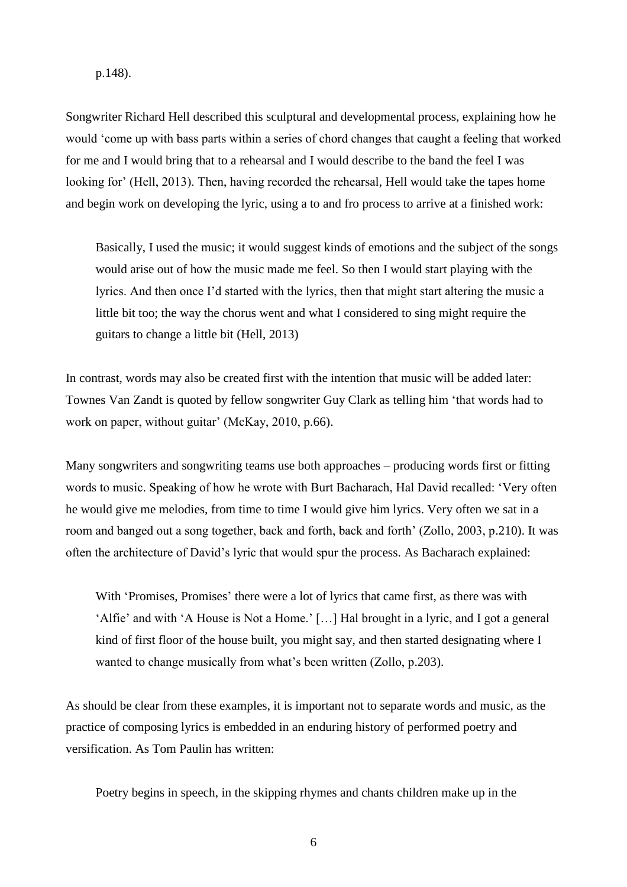p.148).

Songwriter Richard Hell described this sculptural and developmental process, explaining how he would 'come up with bass parts within a series of chord changes that caught a feeling that worked for me and I would bring that to a rehearsal and I would describe to the band the feel I was looking for' (Hell, 2013). Then, having recorded the rehearsal, Hell would take the tapes home and begin work on developing the lyric, using a to and fro process to arrive at a finished work:

> Basically, I used the music; it would suggest kinds of emotions and the subject of the songs would arise out of how the music made me feel. So then I would start playing with the lyrics. And then once I'd started with the lyrics, then that might start altering the music a little bit too; the way the chorus went and what I considered to sing might require the guitars to change a little bit (Hell, 2013)

In contrast, words may also be created first with the intention that music will be added later: Townes Van Zandt is quoted by fellow songwriter Guy Clark as telling him 'that words had to work on paper, without guitar' (McKay, 2010, p.66).

Many songwriters and songwriting teams use both approaches – producing words first or fitting words to music. Speaking of how he wrote with Burt Bacharach, Hal David recalled: 'Very often he would give me melodies, from time to time I would give him lyrics. Very often we sat in a room and banged out a song together, back and forth, back and forth' (Zollo, 2003, p.210). It was often the architecture of David's lyric that would spur the process. As Bacharach explained:

> With 'Promises, Promises' there were a lot of lyrics that came first, as there was with 'Alfie' and with 'A House is Not a Home.' […] Hal brought in a lyric, and I got a general kind of first floor of the house built, you might say, and then started designating where I wanted to change musically from what's been written (Zollo, p.203).

As should be clear from these examples, it is important not to separate words and music, as the practice of composing lyrics is embedded in an enduring history of performed poetry and versification. As Tom Paulin has written:

> Poetry begins in speech, in the skipping rhymes and chants children make up in the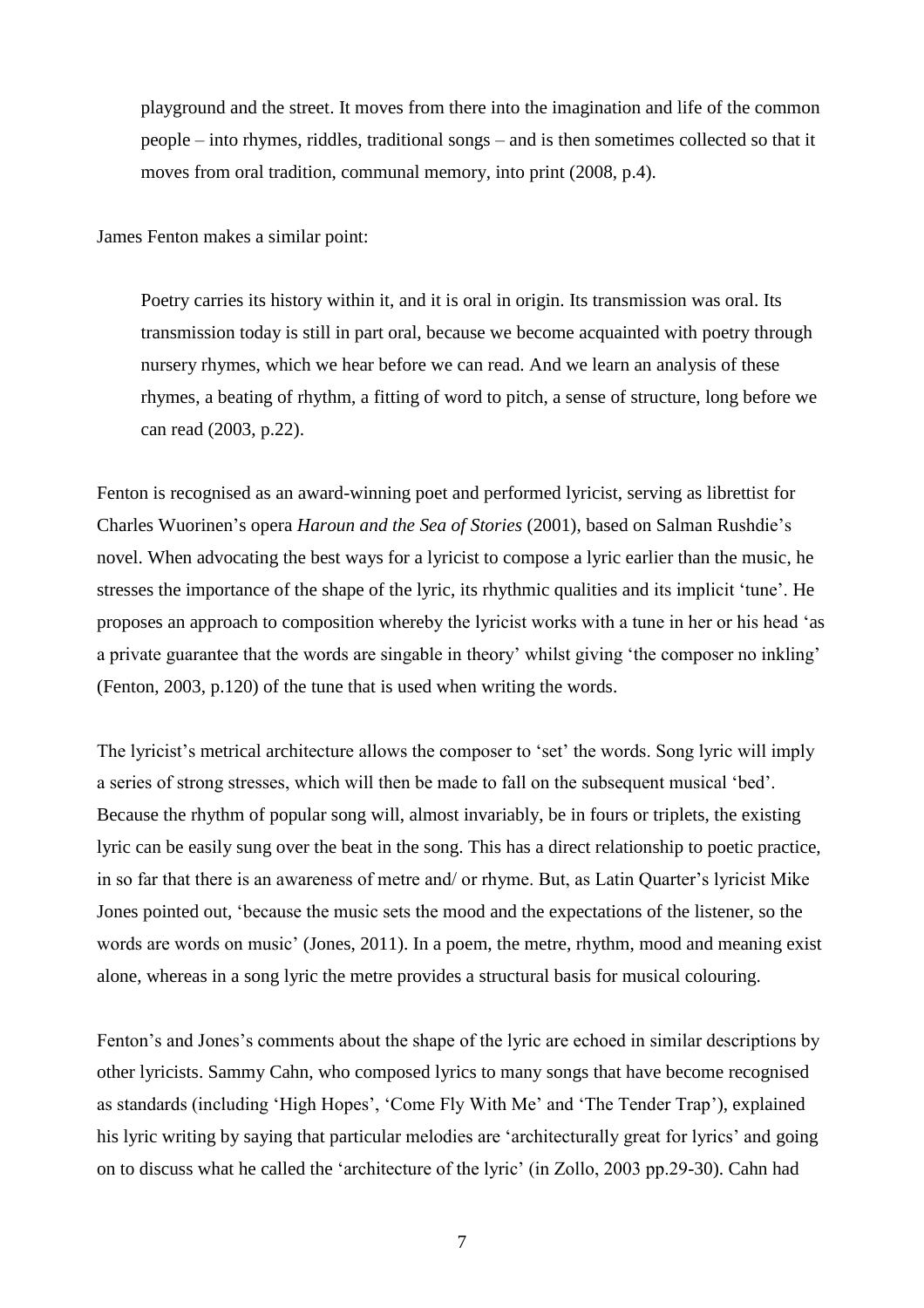> playground and the street. It moves from there into the imagination and life of the common people – into rhymes, riddles, traditional songs – and is then sometimes collected so that it moves from oral tradition, communal memory, into print (2008, p.4).

James Fenton makes a similar point:

> Poetry carries its history within it, and it is oral in origin. Its transmission was oral. Its transmission today is still in part oral, because we become acquainted with poetry through nursery rhymes, which we hear before we can read. And we learn an analysis of these rhymes, a beating of rhythm, a fitting of word to pitch, a sense of structure, long before we can read (2003, p.22).

Fenton is recognised as an award-winning poet and performed lyricist, serving as librettist for Charles Wuorinen's opera *Haroun and the Sea of Stories* (2001), based on Salman Rushdie's novel. When advocating the best ways for a lyricist to compose a lyric earlier than the music, he stresses the importance of the shape of the lyric, its rhythmic qualities and its implicit 'tune'. He proposes an approach to composition whereby the lyricist works with a tune in her or his head 'as a private guarantee that the words are singable in theory' whilst giving 'the composer no inkling' (Fenton, 2003, p.120) of the tune that is used when writing the words.

The lyricist's metrical architecture allows the composer to 'set' the words. Song lyric will imply a series of strong stresses, which will then be made to fall on the subsequent musical 'bed'. Because the rhythm of popular song will, almost invariably, be in fours or triplets, the existing lyric can be easily sung over the beat in the song. This has a direct relationship to poetic practice, in so far that there is an awareness of metre and/ or rhyme. But, as Latin Quarter's lyricist Mike Jones pointed out, 'because the music sets the mood and the expectations of the listener, so the words are words on music' (Jones, 2011). In a poem, the metre, rhythm, mood and meaning exist alone, whereas in a song lyric the metre provides a structural basis for musical colouring.

Fenton's and Jones's comments about the shape of the lyric are echoed in similar descriptions by other lyricists. Sammy Cahn, who composed lyrics to many songs that have become recognised as standards (including 'High Hopes', 'Come Fly With Me' and 'The Tender Trap'), explained his lyric writing by saying that particular melodies are 'architecturally great for lyrics' and going on to discuss what he called the 'architecture of the lyric' (in Zollo, 2003 pp.29-30). Cahn had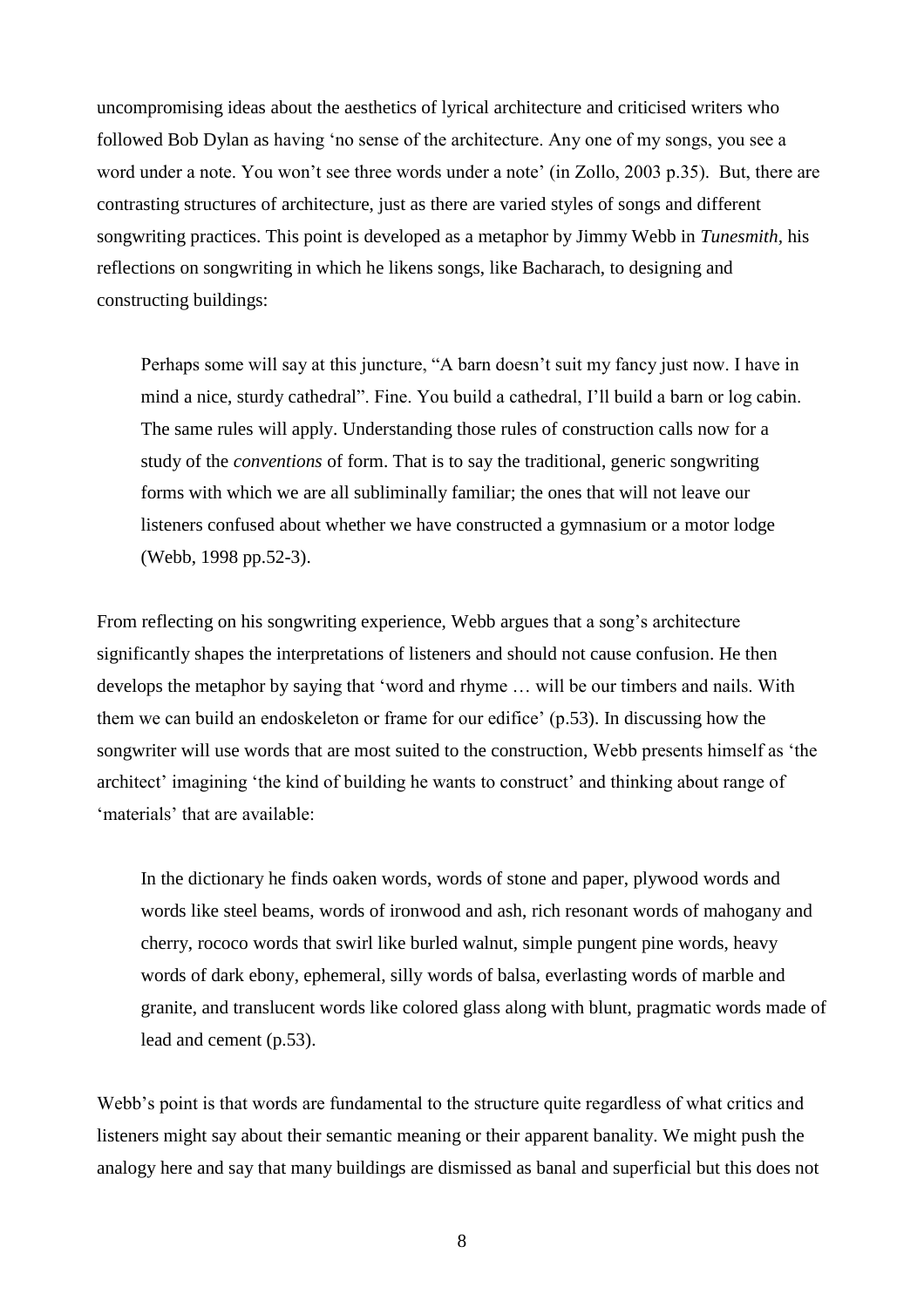uncompromising ideas about the aesthetics of lyrical architecture and criticised writers who followed Bob Dylan as having 'no sense of the architecture. Any one of my songs, you see a word under a note. You won't see three words under a note' (in Zollo, 2003 p.35). But, there are contrasting structures of architecture, just as there are varied styles of songs and different songwriting practices. This point is developed as a metaphor by Jimmy Webb in *Tunesmith*, his reflections on songwriting in which he likens songs, like Bacharach, to designing and constructing buildings:

> Perhaps some will say at this juncture, "A barn doesn't suit my fancy just now. I have in mind a nice, sturdy cathedral". Fine. You build a cathedral, I'll build a barn or log cabin. The same rules will apply. Understanding those rules of construction calls now for a study of the *conventions* of form. That is to say the traditional, generic songwriting forms with which we are all subliminally familiar; the ones that will not leave our listeners confused about whether we have constructed a gymnasium or a motor lodge (Webb, 1998 pp.52-3).

From reflecting on his songwriting experience, Webb argues that a song's architecture significantly shapes the interpretations of listeners and should not cause confusion. He then develops the metaphor by saying that 'word and rhyme … will be our timbers and nails. With them we can build an endoskeleton or frame for our edifice' (p.53). In discussing how the songwriter will use words that are most suited to the construction, Webb presents himself as 'the architect' imagining 'the kind of building he wants to construct' and thinking about range of 'materials' that are available:

> In the dictionary he finds oaken words, words of stone and paper, plywood words and words like steel beams, words of ironwood and ash, rich resonant words of mahogany and cherry, rococo words that swirl like burled walnut, simple pungent pine words, heavy words of dark ebony, ephemeral, silly words of balsa, everlasting words of marble and granite, and translucent words like colored glass along with blunt, pragmatic words made of lead and cement (p.53).

Webb's point is that words are fundamental to the structure quite regardless of what critics and listeners might say about their semantic meaning or their apparent banality. We might push the analogy here and say that many buildings are dismissed as banal and superficial but this does not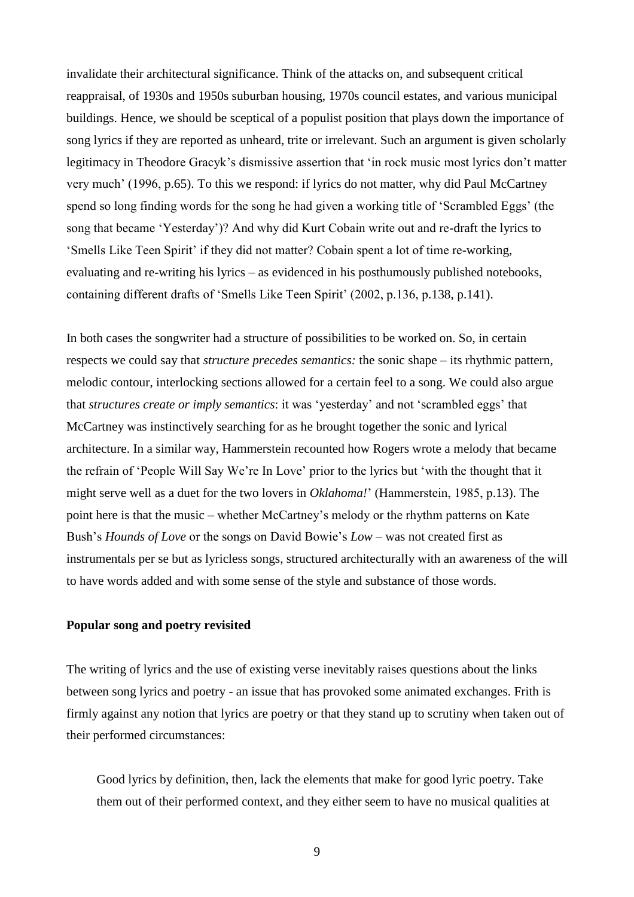invalidate their architectural significance. Think of the attacks on, and subsequent critical reappraisal, of 1930s and 1950s suburban housing, 1970s council estates, and various municipal buildings. Hence, we should be sceptical of a populist position that plays down the importance of song lyrics if they are reported as unheard, trite or irrelevant. Such an argument is given scholarly legitimacy in Theodore Gracyk's dismissive assertion that 'in rock music most lyrics don't matter very much' (1996, p.65). To this we respond: if lyrics do not matter, why did Paul McCartney spend so long finding words for the song he had given a working title of 'Scrambled Eggs' (the song that became 'Yesterday')? And why did Kurt Cobain write out and re-draft the lyrics to 'Smells Like Teen Spirit' if they did not matter? Cobain spent a lot of time re-working, evaluating and re-writing his lyrics – as evidenced in his posthumously published notebooks, containing different drafts of 'Smells Like Teen Spirit' (2002, p.136, p.138, p.141).

In both cases the songwriter had a structure of possibilities to be worked on. So, in certain respects we could say that *structure precedes semantics:* the sonic shape – its rhythmic pattern, melodic contour, interlocking sections allowed for a certain feel to a song. We could also argue that *structures create or imply semantics*: it was 'yesterday' and not 'scrambled eggs' that McCartney was instinctively searching for as he brought together the sonic and lyrical architecture. In a similar way, Hammerstein recounted how Rogers wrote a melody that became the refrain of 'People Will Say We're In Love' prior to the lyrics but 'with the thought that it might serve well as a duet for the two lovers in *Oklahoma!*' (Hammerstein, 1985, p.13). The point here is that the music – whether McCartney's melody or the rhythm patterns on Kate Bush's *Hounds of Love* or the songs on David Bowie's *Low* – was not created first as instrumentals per se but as lyricless songs, structured architecturally with an awareness of the will to have words added and with some sense of the style and substance of those words.

## Popular song and poetry revisited

The writing of lyrics and the use of existing verse inevitably raises questions about the links between song lyrics and poetry - an issue that has provoked some animated exchanges. Frith is firmly against any notion that lyrics are poetry or that they stand up to scrutiny when taken out of their performed circumstances:

> Good lyrics by definition, then, lack the elements that make for good lyric poetry. Take them out of their performed context, and they either seem to have no musical qualities at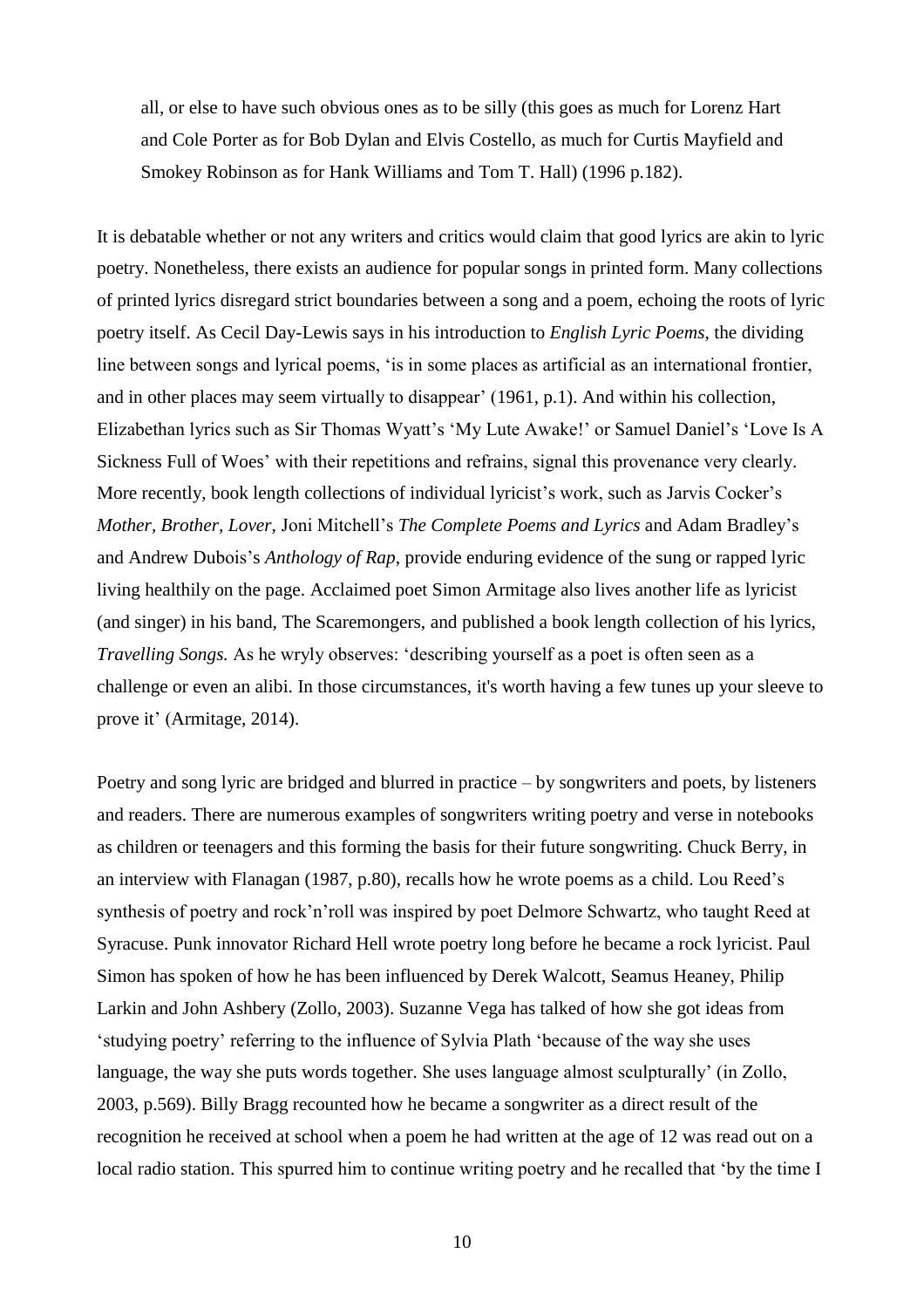all, or else to have such obvious ones as to be silly (this goes as much for Lorenz Hart and Cole Porter as for Bob Dylan and Elvis Costello, as much for Curtis Mayfield and Smokey Robinson as for Hank Williams and Tom T. Hall) (1996 p.182).

It is debatable whether or not any writers and critics would claim that good lyrics are akin to lyric poetry. Nonetheless, there exists an audience for popular songs in printed form. Many collections of printed lyrics disregard strict boundaries between a song and a poem, echoing the roots of lyric poetry itself. As Cecil Day-Lewis says in his introduction to *English Lyric Poems*, the dividing line between songs and lyrical poems, 'is in some places as artificial as an international frontier, and in other places may seem virtually to disappear' (1961, p.1). And within his collection, Elizabethan lyrics such as Sir Thomas Wyatt's 'My Lute Awake!' or Samuel Daniel's 'Love Is A Sickness Full of Woes' with their repetitions and refrains, signal this provenance very clearly. More recently, book length collections of individual lyricist's work, such as Jarvis Cocker's *Mother, Brother, Lover,* Joni Mitchell's *The Complete Poems and Lyrics* and Adam Bradley's and Andrew Dubois's *Anthology of Rap*, provide enduring evidence of the sung or rapped lyric living healthily on the page. Acclaimed poet Simon Armitage also lives another life as lyricist (and singer) in his band, The Scaremongers, and published a book length collection of his lyrics, *Travelling Songs.* As he wryly observes: 'describing yourself as a poet is often seen as a challenge or even an alibi. In those circumstances, it's worth having a few tunes up your sleeve to prove it' (Armitage, 2014).

Poetry and song lyric are bridged and blurred in practice – by songwriters and poets, by listeners and readers. There are numerous examples of songwriters writing poetry and verse in notebooks as children or teenagers and this forming the basis for their future songwriting. Chuck Berry, in an interview with Flanagan (1987, p.80), recalls how he wrote poems as a child. Lou Reed's synthesis of poetry and rock'n'roll was inspired by poet Delmore Schwartz, who taught Reed at Syracuse. Punk innovator Richard Hell wrote poetry long before he became a rock lyricist. Paul Simon has spoken of how he has been influenced by Derek Walcott, Seamus Heaney, Philip Larkin and John Ashbery (Zollo, 2003). Suzanne Vega has talked of how she got ideas from 'studying poetry' referring to the influence of Sylvia Plath 'because of the way she uses language, the way she puts words together. She uses language almost sculpturally' (in Zollo, 2003, p.569). Billy Bragg recounted how he became a songwriter as a direct result of the recognition he received at school when a poem he had written at the age of 12 was read out on a local radio station. This spurred him to continue writing poetry and he recalled that 'by the time I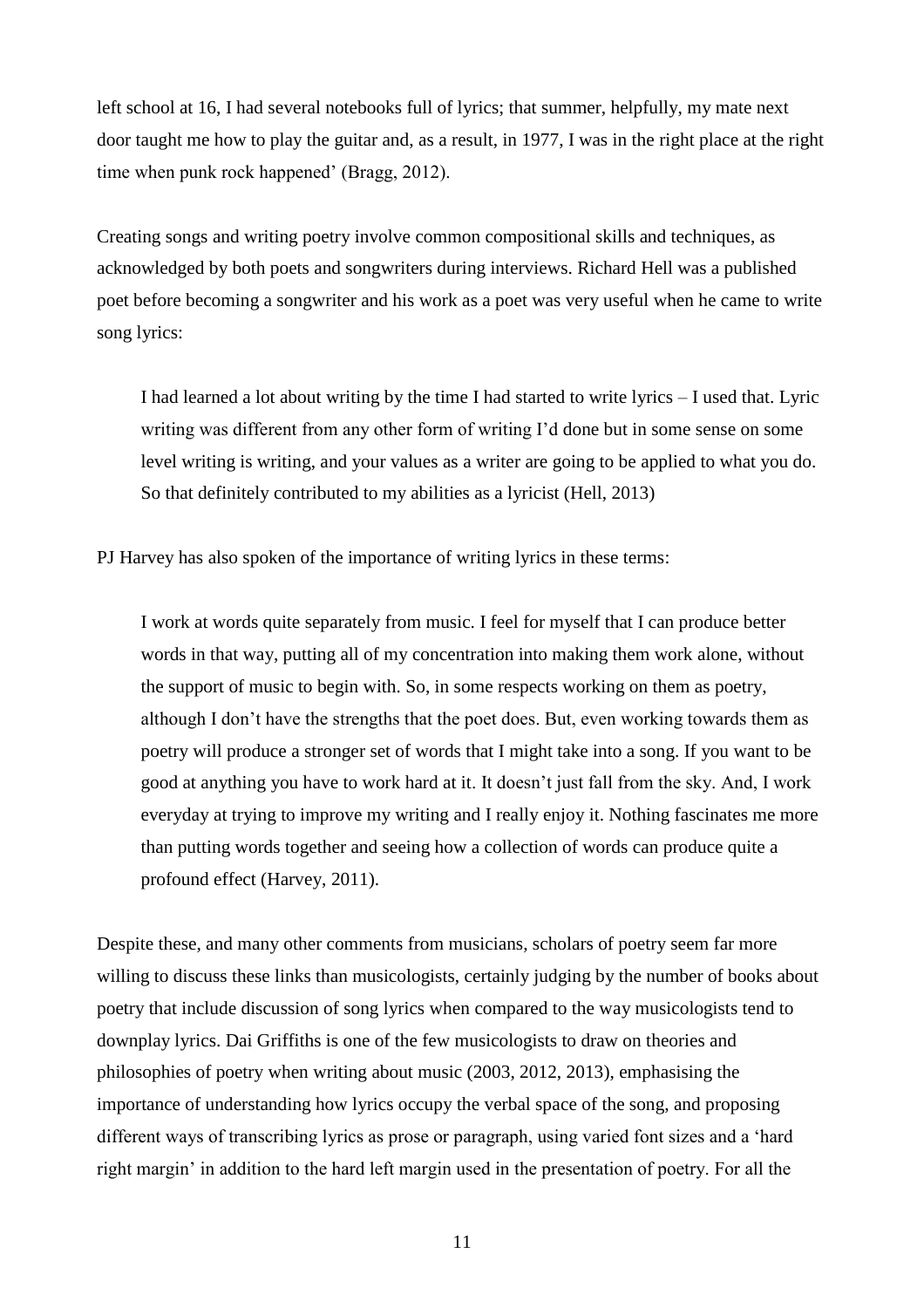left school at 16, I had several notebooks full of lyrics; that summer, helpfully, my mate next door taught me how to play the guitar and, as a result, in 1977, I was in the right place at the right time when punk rock happened' (Bragg, 2012).

Creating songs and writing poetry involve common compositional skills and techniques, as acknowledged by both poets and songwriters during interviews. Richard Hell was a published poet before becoming a songwriter and his work as a poet was very useful when he came to write song lyrics:

> I had learned a lot about writing by the time I had started to write lyrics – I used that. Lyric writing was different from any other form of writing I'd done but in some sense on some level writing is writing, and your values as a writer are going to be applied to what you do. So that definitely contributed to my abilities as a lyricist (Hell, 2013)

PJ Harvey has also spoken of the importance of writing lyrics in these terms:

> I work at words quite separately from music. I feel for myself that I can produce better words in that way, putting all of my concentration into making them work alone, without the support of music to begin with. So, in some respects working on them as poetry, although I don't have the strengths that the poet does. But, even working towards them as poetry will produce a stronger set of words that I might take into a song. If you want to be good at anything you have to work hard at it. It doesn't just fall from the sky. And, I work everyday at trying to improve my writing and I really enjoy it. Nothing fascinates me more than putting words together and seeing how a collection of words can produce quite a profound effect (Harvey, 2011).

Despite these, and many other comments from musicians, scholars of poetry seem far more willing to discuss these links than musicologists, certainly judging by the number of books about poetry that include discussion of song lyrics when compared to the way musicologists tend to downplay lyrics. Dai Griffiths is one of the few musicologists to draw on theories and philosophies of poetry when writing about music (2003, 2012, 2013), emphasising the importance of understanding how lyrics occupy the verbal space of the song, and proposing different ways of transcribing lyrics as prose or paragraph, using varied font sizes and a 'hard right margin' in addition to the hard left margin used in the presentation of poetry. For all the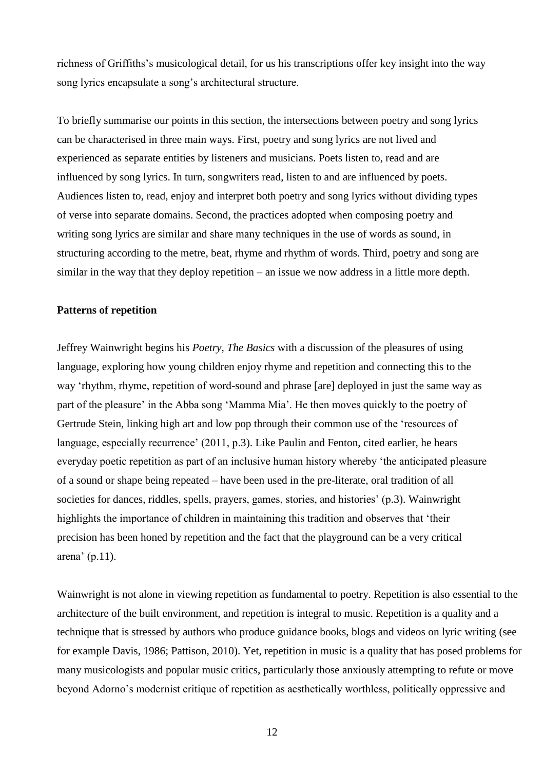richness of Griffiths's musicological detail, for us his transcriptions offer key insight into the way song lyrics encapsulate a song's architectural structure.

To briefly summarise our points in this section, the intersections between poetry and song lyrics can be characterised in three main ways. First, poetry and song lyrics are not lived and experienced as separate entities by listeners and musicians. Poets listen to, read and are influenced by song lyrics. In turn, songwriters read, listen to and are influenced by poets. Audiences listen to, read, enjoy and interpret both poetry and song lyrics without dividing types of verse into separate domains. Second, the practices adopted when composing poetry and writing song lyrics are similar and share many techniques in the use of words as sound, in structuring according to the metre, beat, rhyme and rhythm of words. Third, poetry and song are similar in the way that they deploy repetition – an issue we now address in a little more depth.

**Patterns of repetition**

Jeffrey Wainwright begins his *Poetry, The Basics* with a discussion of the pleasures of using language, exploring how young children enjoy rhyme and repetition and connecting this to the way 'rhythm, rhyme, repetition of word-sound and phrase [are] deployed in just the same way as part of the pleasure' in the Abba song 'Mamma Mia'. He then moves quickly to the poetry of Gertrude Stein, linking high art and low pop through their common use of the 'resources of language, especially recurrence' (2011, p.3). Like Paulin and Fenton, cited earlier, he hears everyday poetic repetition as part of an inclusive human history whereby 'the anticipated pleasure of a sound or shape being repeated – have been used in the pre-literate, oral tradition of all societies for dances, riddles, spells, prayers, games, stories, and histories' (p.3). Wainwright highlights the importance of children in maintaining this tradition and observes that 'their precision has been honed by repetition and the fact that the playground can be a very critical arena' (p.11).

Wainwright is not alone in viewing repetition as fundamental to poetry. Repetition is also essential to the architecture of the built environment, and repetition is integral to music. Repetition is a quality and a technique that is stressed by authors who produce guidance books, blogs and videos on lyric writing (see for example Davis, 1986; Pattison, 2010). Yet, repetition in music is a quality that has posed problems for many musicologists and popular music critics, particularly those anxiously attempting to refute or move beyond Adorno's modernist critique of repetition as aesthetically worthless, politically oppressive and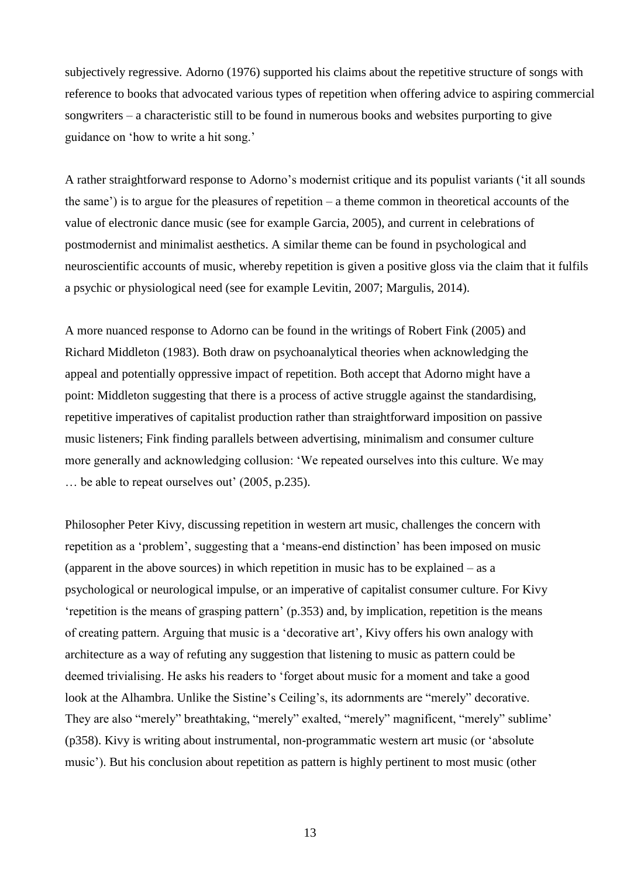subjectively regressive. Adorno (1976) supported his claims about the repetitive structure of songs with reference to books that advocated various types of repetition when offering advice to aspiring commercial songwriters – a characteristic still to be found in numerous books and websites purporting to give guidance on 'how to write a hit song.'

A rather straightforward response to Adorno's modernist critique and its populist variants ('it all sounds the same') is to argue for the pleasures of repetition – a theme common in theoretical accounts of the value of electronic dance music (see for example Garcia, 2005), and current in celebrations of postmodernist and minimalist aesthetics. A similar theme can be found in psychological and neuroscientific accounts of music, whereby repetition is given a positive gloss via the claim that it fulfils a psychic or physiological need (see for example Levitin, 2007; Margulis, 2014).

A more nuanced response to Adorno can be found in the writings of Robert Fink (2005) and Richard Middleton (1983). Both draw on psychoanalytical theories when acknowledging the appeal and potentially oppressive impact of repetition. Both accept that Adorno might have a point: Middleton suggesting that there is a process of active struggle against the standardising, repetitive imperatives of capitalist production rather than straightforward imposition on passive music listeners; Fink finding parallels between advertising, minimalism and consumer culture more generally and acknowledging collusion: 'We repeated ourselves into this culture. We may … be able to repeat ourselves out' (2005, p.235).

Philosopher Peter Kivy, discussing repetition in western art music, challenges the concern with repetition as a 'problem', suggesting that a 'means-end distinction' has been imposed on music (apparent in the above sources) in which repetition in music has to be explained – as a psychological or neurological impulse, or an imperative of capitalist consumer culture. For Kivy 'repetition is the means of grasping pattern' (p.353) and, by implication, repetition is the means of creating pattern. Arguing that music is a 'decorative art', Kivy offers his own analogy with architecture as a way of refuting any suggestion that listening to music as pattern could be deemed trivialising. He asks his readers to 'forget about music for a moment and take a good look at the Alhambra. Unlike the Sistine's Ceiling's, its adornments are "merely" decorative. They are also "merely" breathtaking, "merely" exalted, "merely" magnificent, "merely" sublime' (p358). Kivy is writing about instrumental, non-programmatic western art music (or 'absolute music'). But his conclusion about repetition as pattern is highly pertinent to most music (other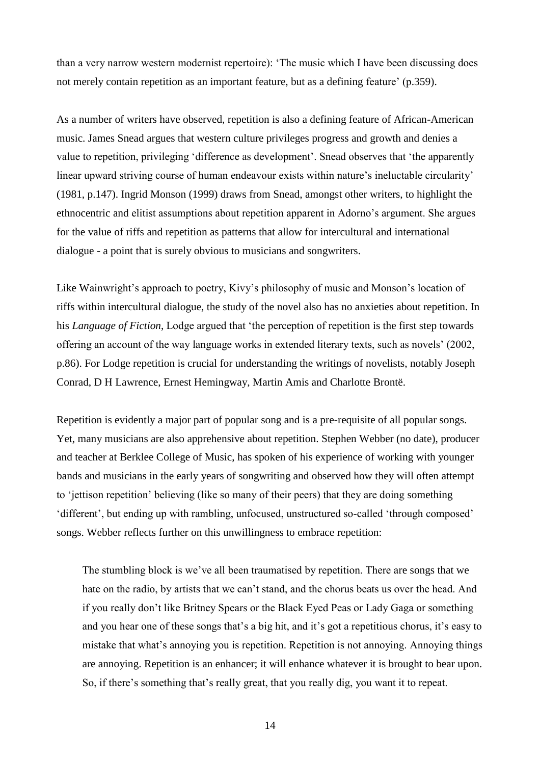than a very narrow western modernist repertoire): 'The music which I have been discussing does not merely contain repetition as an important feature, but as a defining feature' (p.359).

As a number of writers have observed, repetition is also a defining feature of African-American music. James Snead argues that western culture privileges progress and growth and denies a value to repetition, privileging 'difference as development'. Snead observes that 'the apparently linear upward striving course of human endeavour exists within nature's ineluctable circularity' (1981, p.147). Ingrid Monson (1999) draws from Snead, amongst other writers, to highlight the ethnocentric and elitist assumptions about repetition apparent in Adorno's argument. She argues for the value of riffs and repetition as patterns that allow for intercultural and international dialogue - a point that is surely obvious to musicians and songwriters.

Like Wainwright's approach to poetry, Kivy's philosophy of music and Monson's location of riffs within intercultural dialogue, the study of the novel also has no anxieties about repetition. In his *Language of Fiction*, Lodge argued that 'the perception of repetition is the first step towards offering an account of the way language works in extended literary texts, such as novels' (2002, p.86). For Lodge repetition is crucial for understanding the writings of novelists, notably Joseph Conrad, D H Lawrence, Ernest Hemingway, Martin Amis and Charlotte Brontë.

Repetition is evidently a major part of popular song and is a pre-requisite of all popular songs. Yet, many musicians are also apprehensive about repetition. Stephen Webber (no date), producer and teacher at Berklee College of Music, has spoken of his experience of working with younger bands and musicians in the early years of songwriting and observed how they will often attempt to 'jettison repetition' believing (like so many of their peers) that they are doing something 'different', but ending up with rambling, unfocused, unstructured so-called 'through composed' songs. Webber reflects further on this unwillingness to embrace repetition:

> The stumbling block is we've all been traumatised by repetition. There are songs that we hate on the radio, by artists that we can't stand, and the chorus beats us over the head. And if you really don't like Britney Spears or the Black Eyed Peas or Lady Gaga or something and you hear one of these songs that's a big hit, and it's got a repetitious chorus, it's easy to mistake that what's annoying you is repetition. Repetition is not annoying. Annoying things are annoying. Repetition is an enhancer; it will enhance whatever it is brought to bear upon. So, if there's something that's really great, that you really dig, you want it to repeat.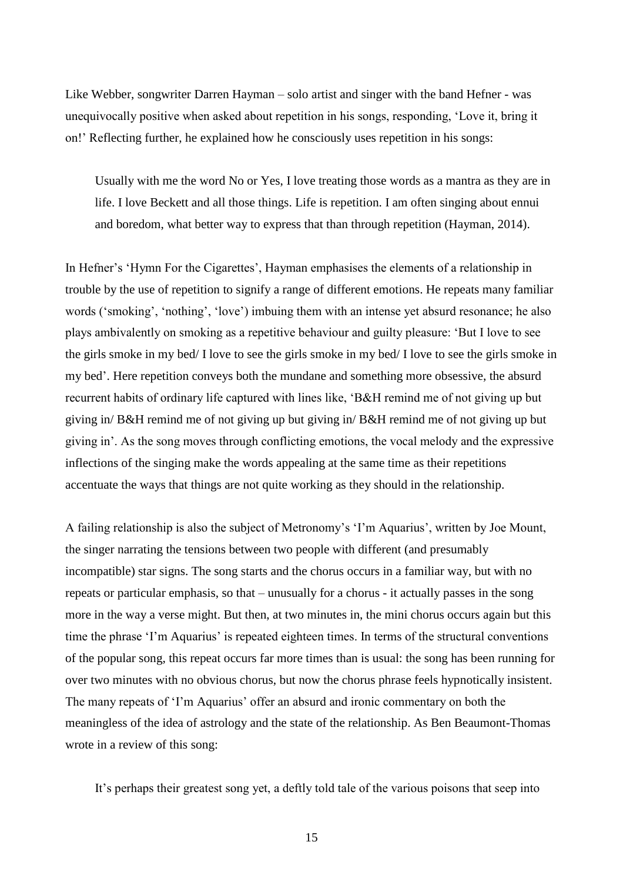Like Webber, songwriter Darren Hayman – solo artist and singer with the band Hefner - was unequivocally positive when asked about repetition in his songs, responding, 'Love it, bring it on!' Reflecting further, he explained how he consciously uses repetition in his songs:

> Usually with me the word No or Yes, I love treating those words as a mantra as they are in life. I love Beckett and all those things. Life is repetition. I am often singing about ennui and boredom, what better way to express that than through repetition (Hayman, 2014).

In Hefner's 'Hymn For the Cigarettes', Hayman emphasises the elements of a relationship in trouble by the use of repetition to signify a range of different emotions. He repeats many familiar words ('smoking', 'nothing', 'love') imbuing them with an intense yet absurd resonance; he also plays ambivalently on smoking as a repetitive behaviour and guilty pleasure: 'But I love to see the girls smoke in my bed/ I love to see the girls smoke in my bed/ I love to see the girls smoke in my bed'. Here repetition conveys both the mundane and something more obsessive, the absurd recurrent habits of ordinary life captured with lines like, 'B&H remind me of not giving up but giving in/ B&H remind me of not giving up but giving in/ B&H remind me of not giving up but giving in'. As the song moves through conflicting emotions, the vocal melody and the expressive inflections of the singing make the words appealing at the same time as their repetitions accentuate the ways that things are not quite working as they should in the relationship.

A failing relationship is also the subject of Metronomy's 'I'm Aquarius', written by Joe Mount, the singer narrating the tensions between two people with different (and presumably incompatible) star signs. The song starts and the chorus occurs in a familiar way, but with no repeats or particular emphasis, so that – unusually for a chorus - it actually passes in the song more in the way a verse might. But then, at two minutes in, the mini chorus occurs again but this time the phrase 'I'm Aquarius' is repeated eighteen times. In terms of the structural conventions of the popular song, this repeat occurs far more times than is usual: the song has been running for over two minutes with no obvious chorus, but now the chorus phrase feels hypnotically insistent. The many repeats of 'I'm Aquarius' offer an absurd and ironic commentary on both the meaningless of the idea of astrology and the state of the relationship. As Ben Beaumont-Thomas wrote in a review of this song:

> It's perhaps their greatest song yet, a deftly told tale of the various poisons that seep into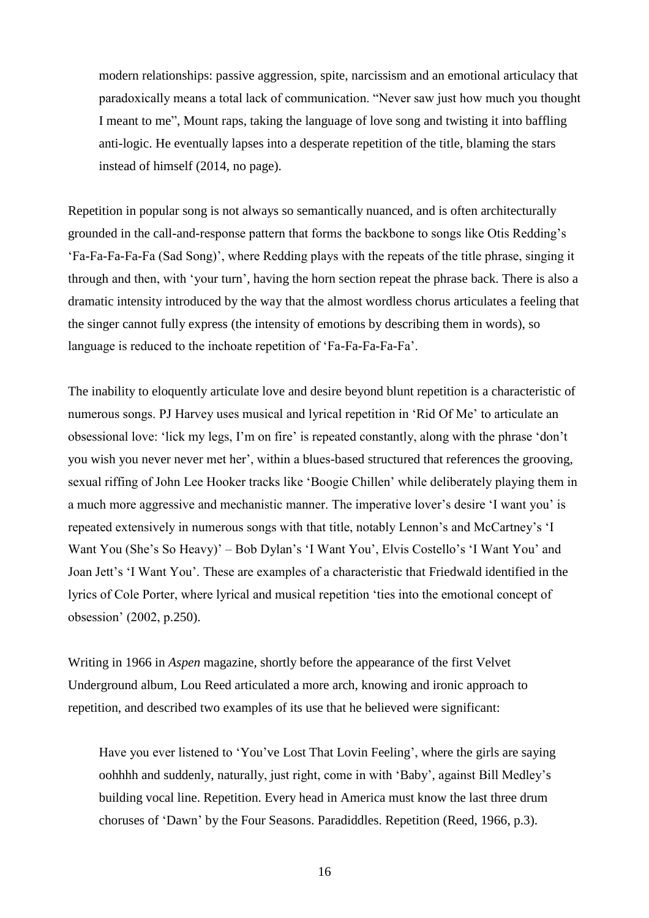> modern relationships: passive aggression, spite, narcissism and an emotional articulacy that paradoxically means a total lack of communication. "Never saw just how much you thought I meant to me", Mount raps, taking the language of love song and twisting it into baffling anti-logic. He eventually lapses into a desperate repetition of the title, blaming the stars instead of himself (2014, no page).

Repetition in popular song is not always so semantically nuanced, and is often architecturally grounded in the call-and-response pattern that forms the backbone to songs like Otis Redding's 'Fa-Fa-Fa-Fa-Fa (Sad Song)', where Redding plays with the repeats of the title phrase, singing it through and then, with 'your turn', having the horn section repeat the phrase back. There is also a dramatic intensity introduced by the way that the almost wordless chorus articulates a feeling that the singer cannot fully express (the intensity of emotions by describing them in words), so language is reduced to the inchoate repetition of 'Fa-Fa-Fa-Fa-Fa'.

The inability to eloquently articulate love and desire beyond blunt repetition is a characteristic of numerous songs. PJ Harvey uses musical and lyrical repetition in 'Rid Of Me' to articulate an obsessional love: 'lick my legs, I'm on fire' is repeated constantly, along with the phrase 'don't you wish you never never met her', within a blues-based structured that references the grooving, sexual riffing of John Lee Hooker tracks like 'Boogie Chillen' while deliberately playing them in a much more aggressive and mechanistic manner. The imperative lover's desire 'I want you' is repeated extensively in numerous songs with that title, notably Lennon's and McCartney's 'I Want You (She's So Heavy)' – Bob Dylan's 'I Want You', Elvis Costello's 'I Want You' and Joan Jett's 'I Want You'. These are examples of a characteristic that Friedwald identified in the lyrics of Cole Porter, where lyrical and musical repetition 'ties into the emotional concept of obsession' (2002, p.250).

Writing in 1966 in *Aspen* magazine, shortly before the appearance of the first Velvet Underground album, Lou Reed articulated a more arch, knowing and ironic approach to repetition, and described two examples of its use that he believed were significant:

> Have you ever listened to 'You've Lost That Lovin Feeling', where the girls are saying oohhhh and suddenly, naturally, just right, come in with 'Baby', against Bill Medley's building vocal line. Repetition. Every head in America must know the last three drum choruses of 'Dawn' by the Four Seasons. Paradiddles. Repetition (Reed, 1966, p.3).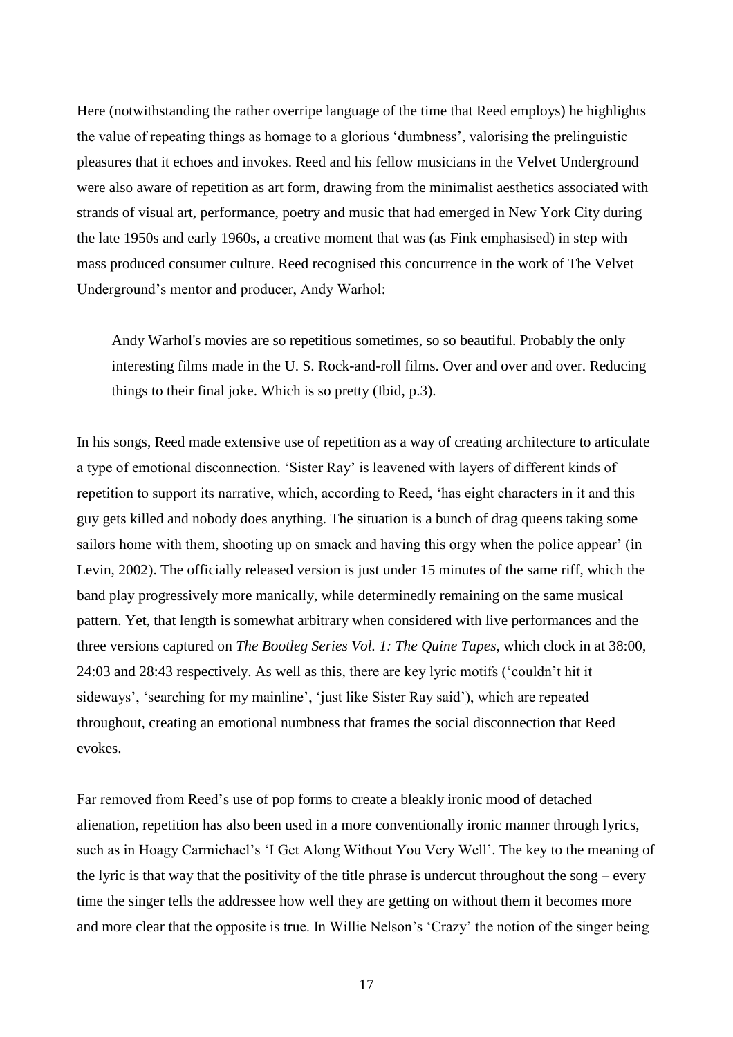Here (notwithstanding the rather overripe language of the time that Reed employs) he highlights the value of repeating things as homage to a glorious 'dumbness', valorising the prelinguistic pleasures that it echoes and invokes. Reed and his fellow musicians in the Velvet Underground were also aware of repetition as art form, drawing from the minimalist aesthetics associated with strands of visual art, performance, poetry and music that had emerged in New York City during the late 1950s and early 1960s, a creative moment that was (as Fink emphasised) in step with mass produced consumer culture. Reed recognised this concurrence in the work of The Velvet Underground's mentor and producer, Andy Warhol:

> Andy Warhol's movies are so repetitious sometimes, so so beautiful. Probably the only interesting films made in the U. S. Rock-and-roll films. Over and over and over. Reducing things to their final joke. Which is so pretty (Ibid, p.3).

In his songs, Reed made extensive use of repetition as a way of creating architecture to articulate a type of emotional disconnection. 'Sister Ray' is leavened with layers of different kinds of repetition to support its narrative, which, according to Reed, 'has eight characters in it and this guy gets killed and nobody does anything. The situation is a bunch of drag queens taking some sailors home with them, shooting up on smack and having this orgy when the police appear' (in Levin, 2002). The officially released version is just under 15 minutes of the same riff, which the band play progressively more manically, while determinedly remaining on the same musical pattern. Yet, that length is somewhat arbitrary when considered with live performances and the three versions captured on *The Bootleg Series Vol. 1: The Quine Tapes*, which clock in at 38:00, 24:03 and 28:43 respectively. As well as this, there are key lyric motifs ('couldn't hit it sideways', 'searching for my mainline', 'just like Sister Ray said'), which are repeated throughout, creating an emotional numbness that frames the social disconnection that Reed evokes.

Far removed from Reed's use of pop forms to create a bleakly ironic mood of detached alienation, repetition has also been used in a more conventionally ironic manner through lyrics, such as in Hoagy Carmichael's 'I Get Along Without You Very Well'. The key to the meaning of the lyric is that way that the positivity of the title phrase is undercut throughout the song – every time the singer tells the addressee how well they are getting on without them it becomes more and more clear that the opposite is true. In Willie Nelson's 'Crazy' the notion of the singer being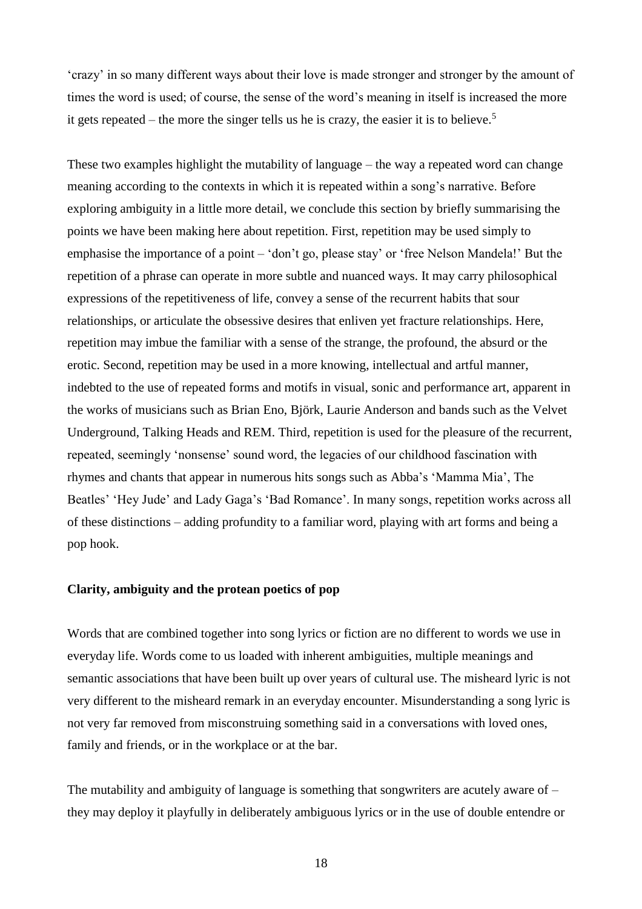'crazy' in so many different ways about their love is made stronger and stronger by the amount of times the word is used; of course, the sense of the word's meaning in itself is increased the more it gets repeated – the more the singer tells us he is crazy, the easier it is to believe.[5]

These two examples highlight the mutability of language – the way a repeated word can change meaning according to the contexts in which it is repeated within a song's narrative. Before exploring ambiguity in a little more detail, we conclude this section by briefly summarising the points we have been making here about repetition. First, repetition may be used simply to emphasise the importance of a point – 'don't go, please stay' or 'free Nelson Mandela!' But the repetition of a phrase can operate in more subtle and nuanced ways. It may carry philosophical expressions of the repetitiveness of life, convey a sense of the recurrent habits that sour relationships, or articulate the obsessive desires that enliven yet fracture relationships. Here, repetition may imbue the familiar with a sense of the strange, the profound, the absurd or the erotic. Second, repetition may be used in a more knowing, intellectual and artful manner, indebted to the use of repeated forms and motifs in visual, sonic and performance art, apparent in the works of musicians such as Brian Eno, Björk, Laurie Anderson and bands such as the Velvet Underground, Talking Heads and REM. Third, repetition is used for the pleasure of the recurrent, repeated, seemingly 'nonsense' sound word, the legacies of our childhood fascination with rhymes and chants that appear in numerous hits songs such as Abba's 'Mamma Mia', The Beatles' 'Hey Jude' and Lady Gaga's 'Bad Romance'. In many songs, repetition works across all of these distinctions – adding profundity to a familiar word, playing with art forms and being a pop hook.

## Clarity, ambiguity and the protean poetics of pop

Words that are combined together into song lyrics or fiction are no different to words we use in everyday life. Words come to us loaded with inherent ambiguities, multiple meanings and semantic associations that have been built up over years of cultural use. The misheard lyric is not very different to the misheard remark in an everyday encounter. Misunderstanding a song lyric is not very far removed from misconstruing something said in a conversations with loved ones, family and friends, or in the workplace or at the bar.

The mutability and ambiguity of language is something that songwriters are acutely aware of – they may deploy it playfully in deliberately ambiguous lyrics or in the use of double entendre or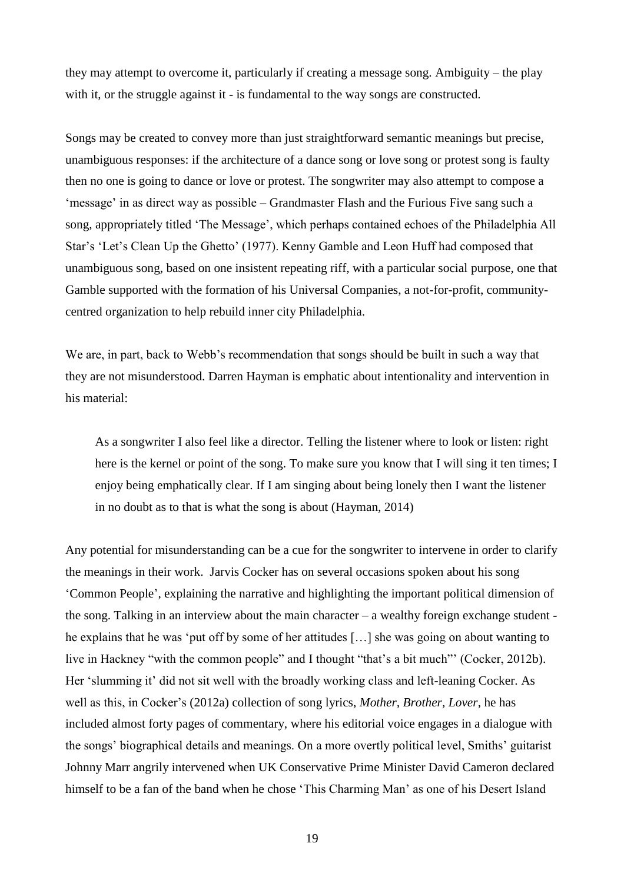they may attempt to overcome it, particularly if creating a message song. Ambiguity – the play with it, or the struggle against it - is fundamental to the way songs are constructed.

Songs may be created to convey more than just straightforward semantic meanings but precise, unambiguous responses: if the architecture of a dance song or love song or protest song is faulty then no one is going to dance or love or protest. The songwriter may also attempt to compose a 'message' in as direct way as possible – Grandmaster Flash and the Furious Five sang such a song, appropriately titled 'The Message', which perhaps contained echoes of the Philadelphia All Star's 'Let's Clean Up the Ghetto' (1977). Kenny Gamble and Leon Huff had composed that unambiguous song, based on one insistent repeating riff, with a particular social purpose, one that Gamble supported with the formation of his Universal Companies, a not-for-profit, community-centred organization to help rebuild inner city Philadelphia.

We are, in part, back to Webb's recommendation that songs should be built in such a way that they are not misunderstood. Darren Hayman is emphatic about intentionality and intervention in his material:

> As a songwriter I also feel like a director. Telling the listener where to look or listen: right here is the kernel or point of the song. To make sure you know that I will sing it ten times; I enjoy being emphatically clear. If I am singing about being lonely then I want the listener in no doubt as to that is what the song is about (Hayman, 2014)

Any potential for misunderstanding can be a cue for the songwriter to intervene in order to clarify the meanings in their work. Jarvis Cocker has on several occasions spoken about his song 'Common People', explaining the narrative and highlighting the important political dimension of the song. Talking in an interview about the main character – a wealthy foreign exchange student - he explains that he was 'put off by some of her attitudes […] she was going on about wanting to live in Hackney "with the common people" and I thought "that's a bit much"' (Cocker, 2012b). Her 'slumming it' did not sit well with the broadly working class and left-leaning Cocker. As well as this, in Cocker's (2012a) collection of song lyrics, *Mother, Brother, Lover*, he has included almost forty pages of commentary, where his editorial voice engages in a dialogue with the songs' biographical details and meanings. On a more overtly political level, Smiths' guitarist Johnny Marr angrily intervened when UK Conservative Prime Minister David Cameron declared himself to be a fan of the band when he chose 'This Charming Man' as one of his Desert Island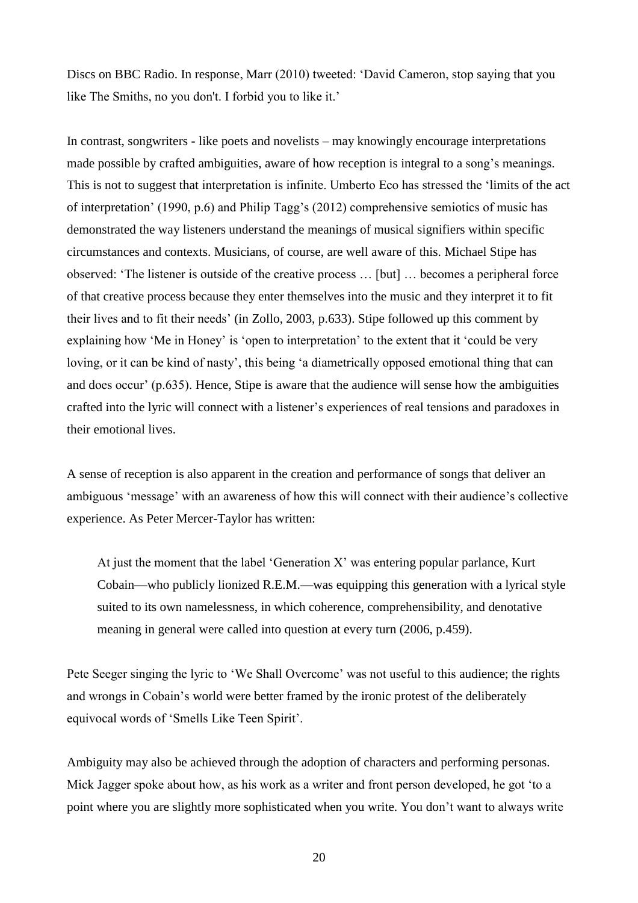Discs on BBC Radio. In response, Marr (2010) tweeted: 'David Cameron, stop saying that you like The Smiths, no you don't. I forbid you to like it.'

In contrast, songwriters - like poets and novelists – may knowingly encourage interpretations made possible by crafted ambiguities, aware of how reception is integral to a song's meanings. This is not to suggest that interpretation is infinite. Umberto Eco has stressed the 'limits of the act of interpretation' (1990, p.6) and Philip Tagg's (2012) comprehensive semiotics of music has demonstrated the way listeners understand the meanings of musical signifiers within specific circumstances and contexts. Musicians, of course, are well aware of this. Michael Stipe has observed: 'The listener is outside of the creative process … [but] … becomes a peripheral force of that creative process because they enter themselves into the music and they interpret it to fit their lives and to fit their needs' (in Zollo, 2003, p.633). Stipe followed up this comment by explaining how 'Me in Honey' is 'open to interpretation' to the extent that it 'could be very loving, or it can be kind of nasty', this being 'a diametrically opposed emotional thing that can and does occur' (p.635). Hence, Stipe is aware that the audience will sense how the ambiguities crafted into the lyric will connect with a listener's experiences of real tensions and paradoxes in their emotional lives.

A sense of reception is also apparent in the creation and performance of songs that deliver an ambiguous 'message' with an awareness of how this will connect with their audience's collective experience. As Peter Mercer-Taylor has written:

> At just the moment that the label 'Generation X' was entering popular parlance, Kurt Cobain—who publicly lionized R.E.M.—was equipping this generation with a lyrical style suited to its own namelessness, in which coherence, comprehensibility, and denotative meaning in general were called into question at every turn (2006, p.459).

Pete Seeger singing the lyric to 'We Shall Overcome' was not useful to this audience; the rights and wrongs in Cobain's world were better framed by the ironic protest of the deliberately equivocal words of 'Smells Like Teen Spirit'.

Ambiguity may also be achieved through the adoption of characters and performing personas. Mick Jagger spoke about how, as his work as a writer and front person developed, he got 'to a point where you are slightly more sophisticated when you write. You don't want to always write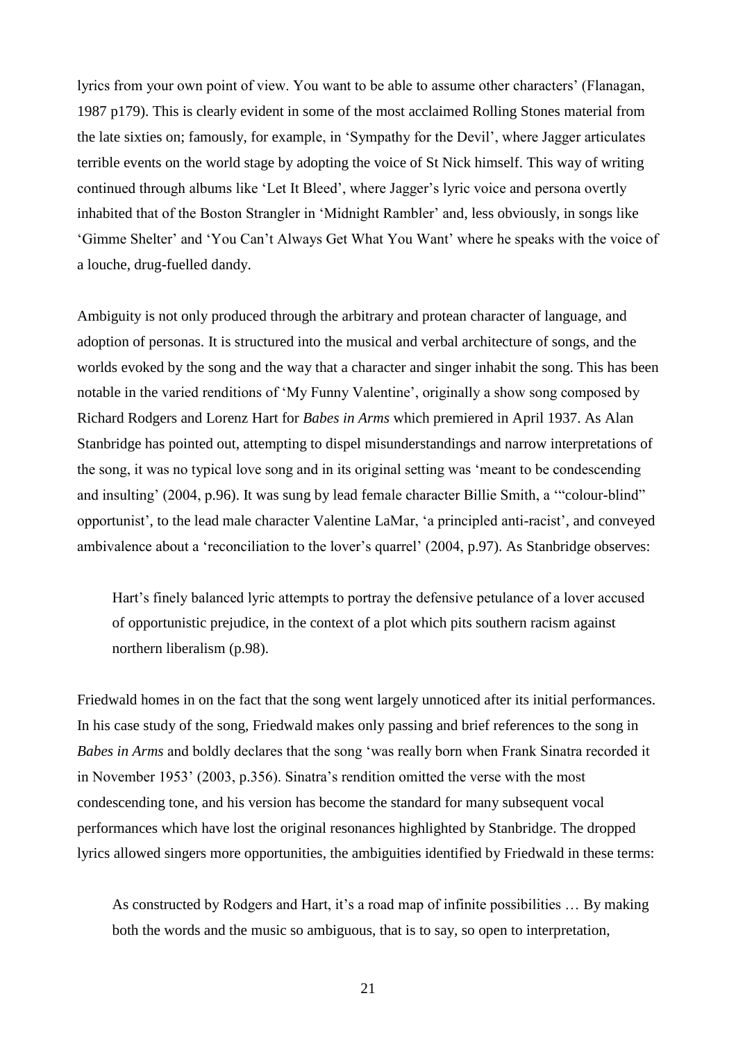lyrics from your own point of view. You want to be able to assume other characters' (Flanagan, 1987 p179). This is clearly evident in some of the most acclaimed Rolling Stones material from the late sixties on; famously, for example, in 'Sympathy for the Devil', where Jagger articulates terrible events on the world stage by adopting the voice of St Nick himself. This way of writing continued through albums like 'Let It Bleed', where Jagger's lyric voice and persona overtly inhabited that of the Boston Strangler in 'Midnight Rambler' and, less obviously, in songs like 'Gimme Shelter' and 'You Can't Always Get What You Want' where he speaks with the voice of a louche, drug-fuelled dandy.

Ambiguity is not only produced through the arbitrary and protean character of language, and adoption of personas. It is structured into the musical and verbal architecture of songs, and the worlds evoked by the song and the way that a character and singer inhabit the song. This has been notable in the varied renditions of 'My Funny Valentine', originally a show song composed by Richard Rodgers and Lorenz Hart for *Babes in Arms* which premiered in April 1937. As Alan Stanbridge has pointed out, attempting to dispel misunderstandings and narrow interpretations of the song, it was no typical love song and in its original setting was 'meant to be condescending and insulting' (2004, p.96). It was sung by lead female character Billie Smith, a '"colour-blind" opportunist', to the lead male character Valentine LaMar, 'a principled anti-racist', and conveyed ambivalence about a 'reconciliation to the lover's quarrel' (2004, p.97). As Stanbridge observes:

> Hart's finely balanced lyric attempts to portray the defensive petulance of a lover accused of opportunistic prejudice, in the context of a plot which pits southern racism against northern liberalism (p.98).

Friedwald homes in on the fact that the song went largely unnoticed after its initial performances. In his case study of the song, Friedwald makes only passing and brief references to the song in *Babes in Arms* and boldly declares that the song 'was really born when Frank Sinatra recorded it in November 1953' (2003, p.356). Sinatra's rendition omitted the verse with the most condescending tone, and his version has become the standard for many subsequent vocal performances which have lost the original resonances highlighted by Stanbridge. The dropped lyrics allowed singers more opportunities, the ambiguities identified by Friedwald in these terms:

> As constructed by Rodgers and Hart, it's a road map of infinite possibilities … By making both the words and the music so ambiguous, that is to say, so open to interpretation,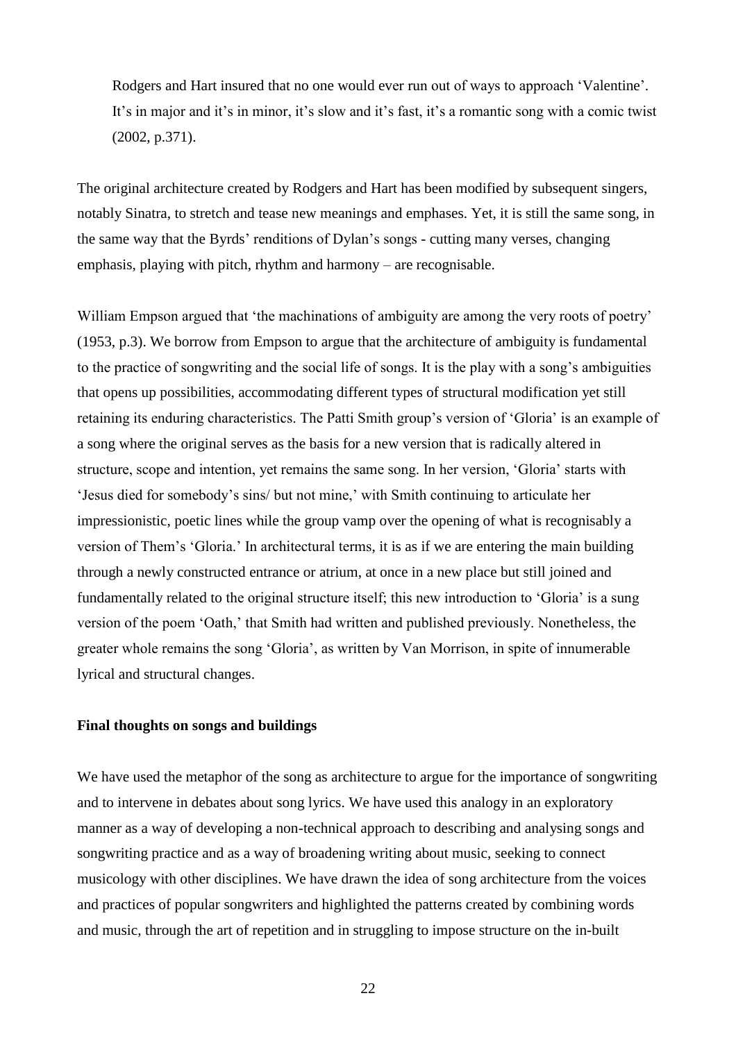> Rodgers and Hart insured that no one would ever run out of ways to approach 'Valentine'. It's in major and it's in minor, it's slow and it's fast, it's a romantic song with a comic twist (2002, p.371).

The original architecture created by Rodgers and Hart has been modified by subsequent singers, notably Sinatra, to stretch and tease new meanings and emphases. Yet, it is still the same song, in the same way that the Byrds' renditions of Dylan's songs - cutting many verses, changing emphasis, playing with pitch, rhythm and harmony – are recognisable.

William Empson argued that 'the machinations of ambiguity are among the very roots of poetry' (1953, p.3). We borrow from Empson to argue that the architecture of ambiguity is fundamental to the practice of songwriting and the social life of songs. It is the play with a song's ambiguities that opens up possibilities, accommodating different types of structural modification yet still retaining its enduring characteristics. The Patti Smith group's version of 'Gloria' is an example of a song where the original serves as the basis for a new version that is radically altered in structure, scope and intention, yet remains the same song. In her version, 'Gloria' starts with 'Jesus died for somebody's sins/ but not mine,' with Smith continuing to articulate her impressionistic, poetic lines while the group vamp over the opening of what is recognisably a version of Them's 'Gloria.' In architectural terms, it is as if we are entering the main building through a newly constructed entrance or atrium, at once in a new place but still joined and fundamentally related to the original structure itself; this new introduction to 'Gloria' is a sung version of the poem 'Oath,' that Smith had written and published previously. Nonetheless, the greater whole remains the song 'Gloria', as written by Van Morrison, in spite of innumerable lyrical and structural changes.

**Final thoughts on songs and buildings**

We have used the metaphor of the song as architecture to argue for the importance of songwriting and to intervene in debates about song lyrics. We have used this analogy in an exploratory manner as a way of developing a non-technical approach to describing and analysing songs and songwriting practice and as a way of broadening writing about music, seeking to connect musicology with other disciplines. We have drawn the idea of song architecture from the voices and practices of popular songwriters and highlighted the patterns created by combining words and music, through the art of repetition and in struggling to impose structure on the in-built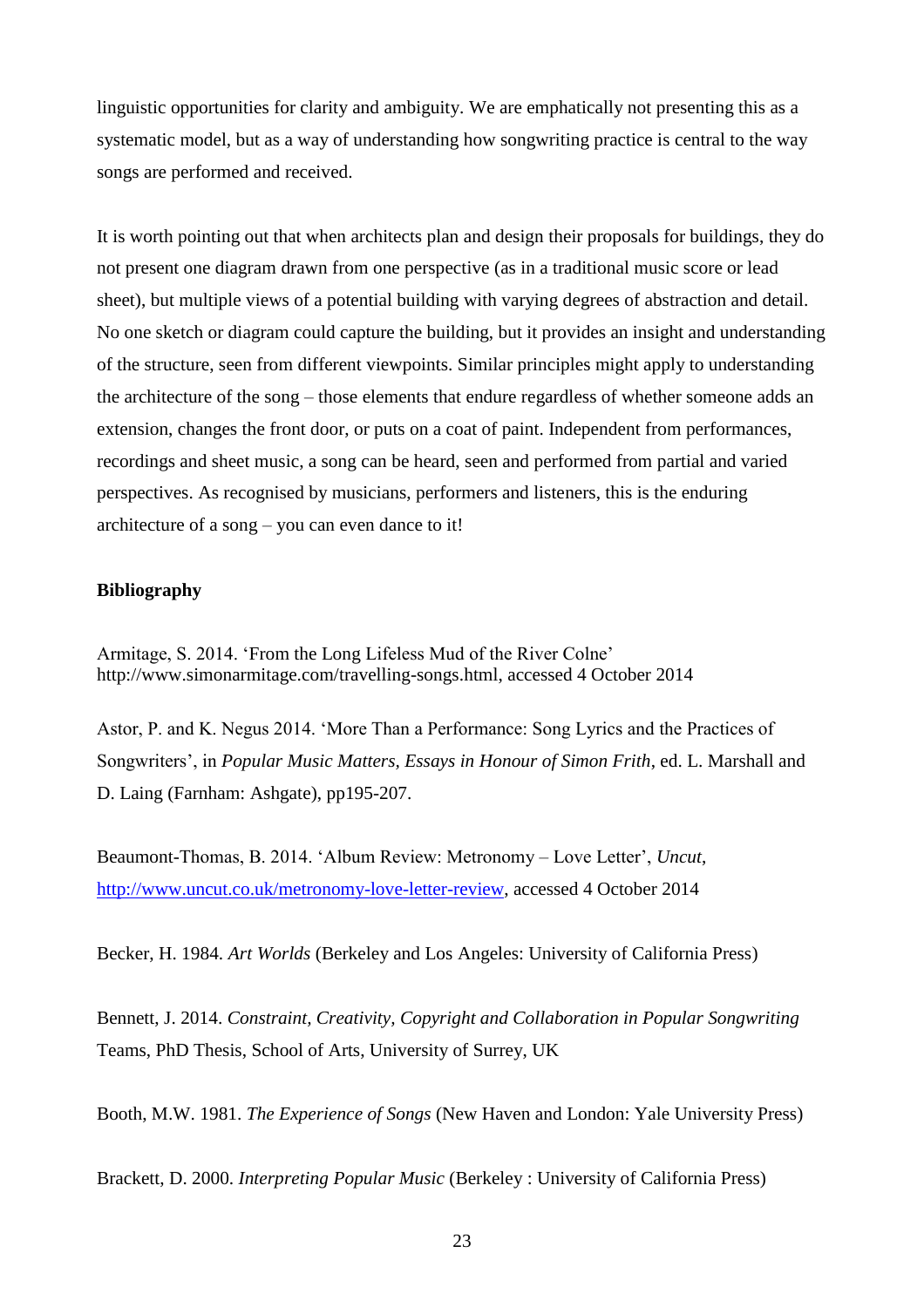linguistic opportunities for clarity and ambiguity. We are emphatically not presenting this as a systematic model, but as a way of understanding how songwriting practice is central to the way songs are performed and received.

It is worth pointing out that when architects plan and design their proposals for buildings, they do not present one diagram drawn from one perspective (as in a traditional music score or lead sheet), but multiple views of a potential building with varying degrees of abstraction and detail. No one sketch or diagram could capture the building, but it provides an insight and understanding of the structure, seen from different viewpoints. Similar principles might apply to understanding the architecture of the song – those elements that endure regardless of whether someone adds an extension, changes the front door, or puts on a coat of paint. Independent from performances, recordings and sheet music, a song can be heard, seen and performed from partial and varied perspectives. As recognised by musicians, performers and listeners, this is the enduring architecture of a song – you can even dance to it!

**Bibliography**

Armitage, S. 2014. 'From the Long Lifeless Mud of the River Colne' http://www.simonarmitage.com/travelling-songs.html, accessed 4 October 2014

Astor, P. and K. Negus 2014. 'More Than a Performance: Song Lyrics and the Practices of Songwriters', in *Popular Music Matters, Essays in Honour of Simon Frith*, ed. L. Marshall and D. Laing (Farnham: Ashgate), pp195-207.

Beaumont-Thomas, B. 2014. 'Album Review: Metronomy – Love Letter', *Uncut*, http://www.uncut.co.uk/metronomy-love-letter-review, accessed 4 October 2014

Becker, H. 1984. *Art Worlds* (Berkeley and Los Angeles: University of California Press)

Bennett, J. 2014. *Constraint, Creativity, Copyright and Collaboration in Popular Songwriting* Teams, PhD Thesis, School of Arts, University of Surrey, UK

Booth, M.W. 1981. *The Experience of Songs* (New Haven and London: Yale University Press)

Brackett, D. 2000. *Interpreting Popular Music* (Berkeley : University of California Press)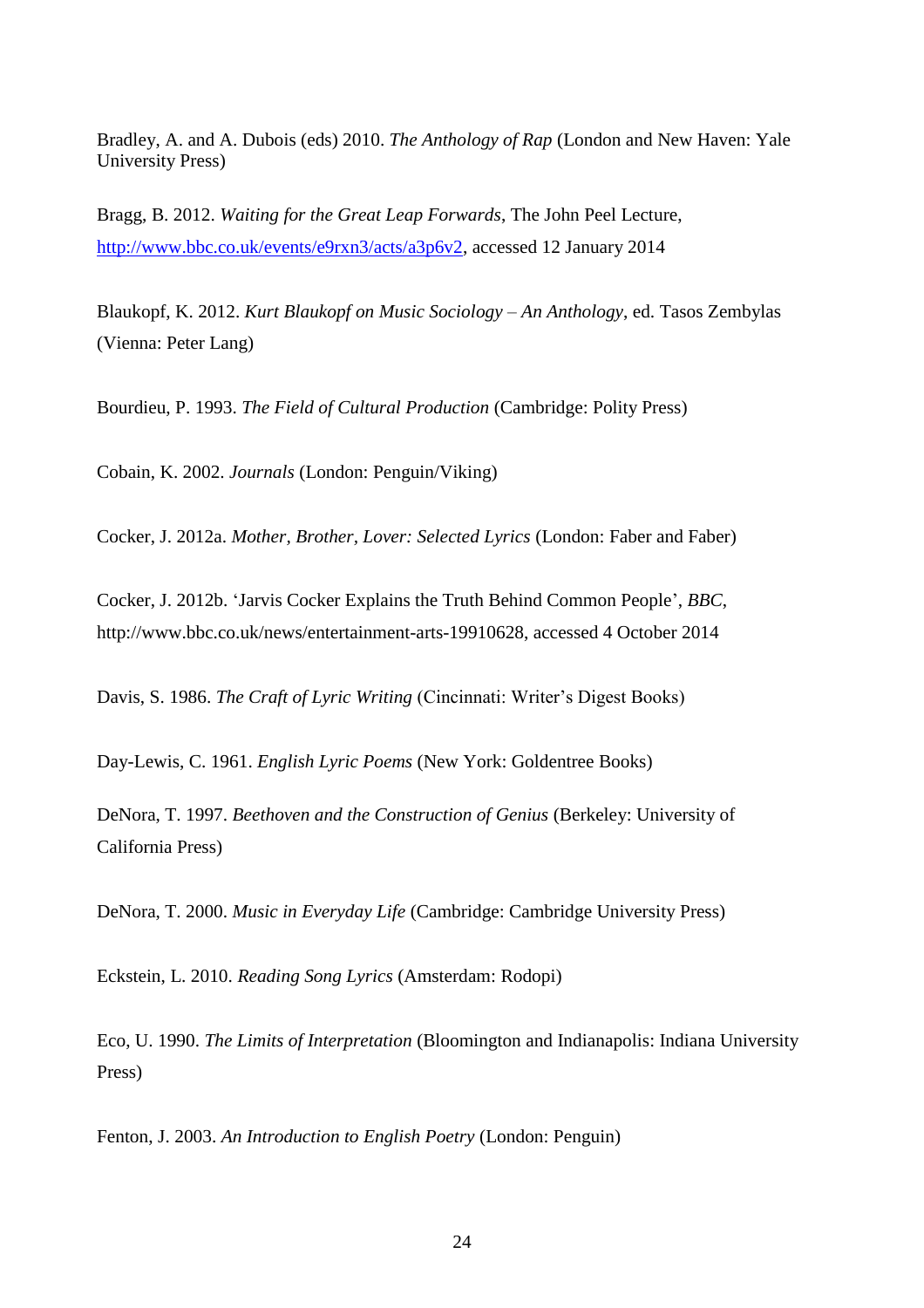Bradley, A. and A. Dubois (eds) 2010. *The Anthology of Rap* (London and New Haven: Yale University Press)

Bragg, B. 2012. *Waiting for the Great Leap Forwards*, The John Peel Lecture, http://www.bbc.co.uk/events/e9rxn3/acts/a3p6v2, accessed 12 January 2014

Blaukopf, K. 2012. *Kurt Blaukopf on Music Sociology – An Anthology*, ed. Tasos Zembylas (Vienna: Peter Lang)

Bourdieu, P. 1993. *The Field of Cultural Production* (Cambridge: Polity Press)

Cobain, K. 2002. *Journals* (London: Penguin/Viking)

Cocker, J. 2012a. *Mother, Brother, Lover: Selected Lyrics* (London: Faber and Faber)

Cocker, J. 2012b. 'Jarvis Cocker Explains the Truth Behind Common People', *BBC*, http://www.bbc.co.uk/news/entertainment-arts-19910628, accessed 4 October 2014

Davis, S. 1986. *The Craft of Lyric Writing* (Cincinnati: Writer's Digest Books)

Day-Lewis, C. 1961. *English Lyric Poems* (New York: Goldentree Books)

DeNora, T. 1997. *Beethoven and the Construction of Genius* (Berkeley: University of California Press)

DeNora, T. 2000. *Music in Everyday Life* (Cambridge: Cambridge University Press)

Eckstein, L. 2010. *Reading Song Lyrics* (Amsterdam: Rodopi)

Eco, U. 1990. *The Limits of Interpretation* (Bloomington and Indianapolis: Indiana University Press)

Fenton, J. 2003. *An Introduction to English Poetry* (London: Penguin)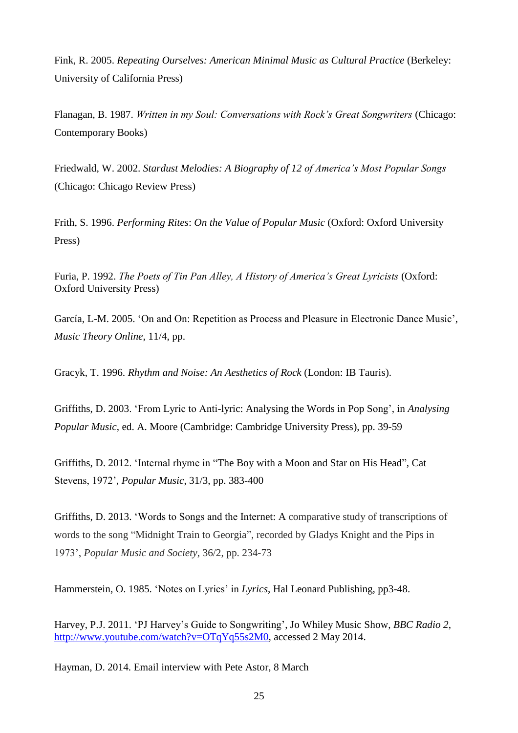Fink, R. 2005. *Repeating Ourselves: American Minimal Music as Cultural Practice* (Berkeley: University of California Press)

Flanagan, B. 1987. *Written in my Soul: Conversations with Rock's Great Songwriters* (Chicago: Contemporary Books)

Friedwald, W. 2002. *Stardust Melodies: A Biography of 12 of America's Most Popular Songs* (Chicago: Chicago Review Press)

Frith, S. 1996. *Performing Rites*: *On the Value of Popular Music* (Oxford: Oxford University Press)

Furia, P. 1992. *The Poets of Tin Pan Alley, A History of America's Great Lyricists* (Oxford: Oxford University Press)

García, L-M. 2005. 'On and On: Repetition as Process and Pleasure in Electronic Dance Music', *Music Theory Online*, 11/4, pp.

Gracyk, T. 1996. *Rhythm and Noise: An Aesthetics of Rock* (London: IB Tauris).

Griffiths, D. 2003. 'From Lyric to Anti-lyric: Analysing the Words in Pop Song', in *Analysing Popular Music*, ed. A. Moore (Cambridge: Cambridge University Press), pp. 39-59

Griffiths, D. 2012. 'Internal rhyme in "The Boy with a Moon and Star on His Head", Cat Stevens, 1972', *Popular Music*, 31/3, pp. 383-400

Griffiths, D. 2013. 'Words to Songs and the Internet: A comparative study of transcriptions of words to the song "Midnight Train to Georgia", recorded by Gladys Knight and the Pips in 1973', *Popular Music and Society*, 36/2, pp. 234-73

Hammerstein, O. 1985. 'Notes on Lyrics' in *Lyrics*, Hal Leonard Publishing, pp3-48.

Harvey, P.J. 2011. 'PJ Harvey's Guide to Songwriting', Jo Whiley Music Show, *BBC Radio 2*, http://www.youtube.com/watch?v=OTqYq55s2M0, accessed 2 May 2014.

Hayman, D. 2014. Email interview with Pete Astor, 8 March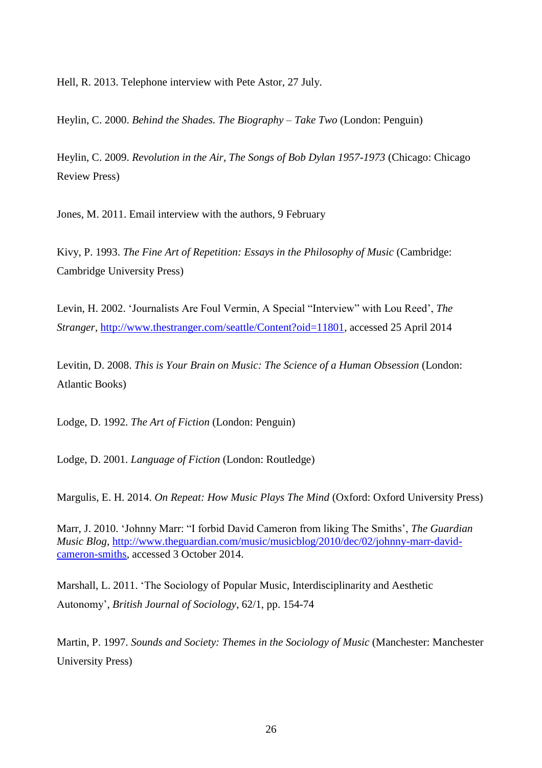Hell, R. 2013. Telephone interview with Pete Astor, 27 July.

Heylin, C. 2000. *Behind the Shades. The Biography – Take Two* (London: Penguin)

Heylin, C. 2009. *Revolution in the Air, The Songs of Bob Dylan 1957-1973* (Chicago: Chicago Review Press)

Jones, M. 2011. Email interview with the authors, 9 February

Kivy, P. 1993. *The Fine Art of Repetition: Essays in the Philosophy of Music* (Cambridge: Cambridge University Press)

Levin, H. 2002. 'Journalists Are Foul Vermin, A Special "Interview" with Lou Reed', *The Stranger*, http://www.thestranger.com/seattle/Content?oid=11801, accessed 25 April 2014

Levitin, D. 2008. *This is Your Brain on Music: The Science of a Human Obsession* (London: Atlantic Books)

Lodge, D. 1992. *The Art of Fiction* (London: Penguin)

Lodge, D. 2001. *Language of Fiction* (London: Routledge)

Margulis, E. H. 2014. *On Repeat: How Music Plays The Mind* (Oxford: Oxford University Press)

Marr, J. 2010. 'Johnny Marr: "I forbid David Cameron from liking The Smiths', *The Guardian Music Blog*, http://www.theguardian.com/music/musicblog/2010/dec/02/johnny-marr-david-cameron-smiths, accessed 3 October 2014.

Marshall, L. 2011. 'The Sociology of Popular Music, Interdisciplinarity and Aesthetic Autonomy', *British Journal of Sociology*, 62/1, pp. 154-74

Martin, P. 1997. *Sounds and Society: Themes in the Sociology of Music* (Manchester: Manchester University Press)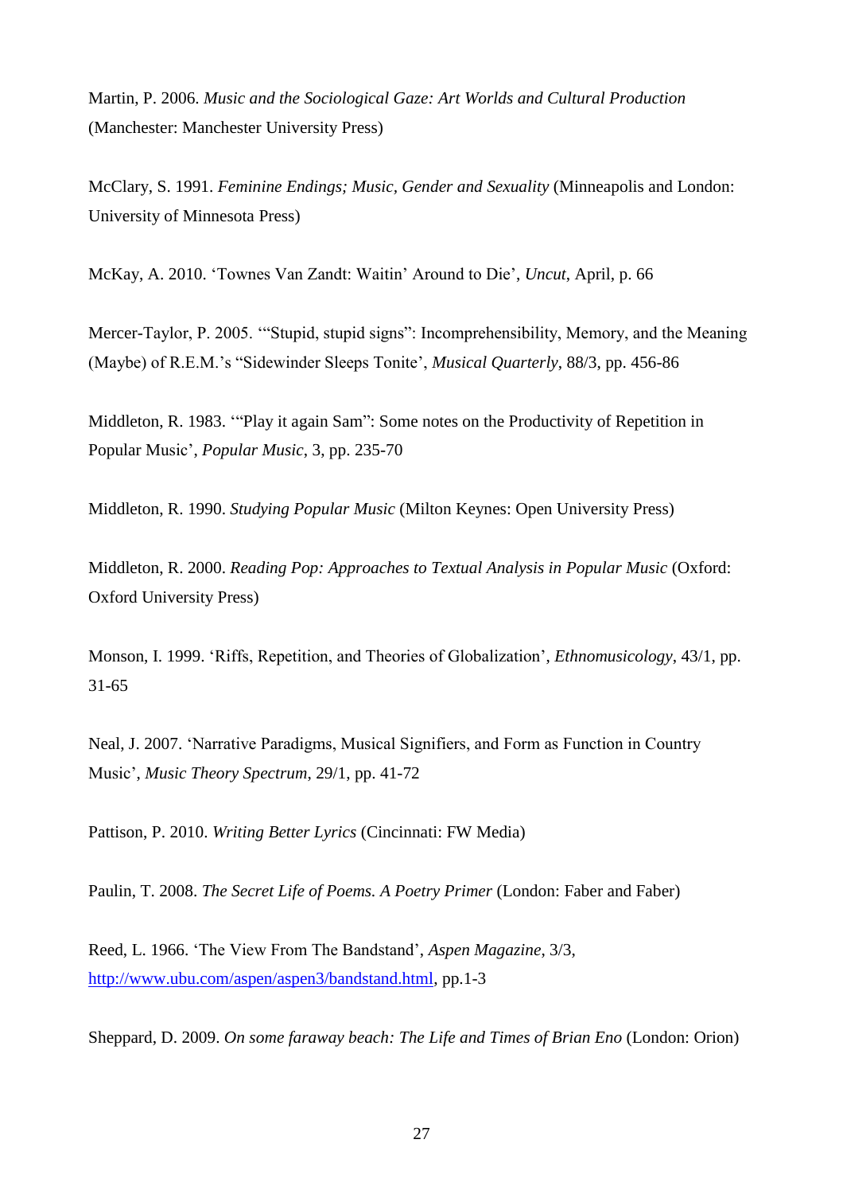Martin, P. 2006. *Music and the Sociological Gaze: Art Worlds and Cultural Production* (Manchester: Manchester University Press)

McClary, S. 1991. *Feminine Endings; Music, Gender and Sexuality* (Minneapolis and London: University of Minnesota Press)

McKay, A. 2010. 'Townes Van Zandt: Waitin' Around to Die', *Uncut*, April, p. 66

Mercer-Taylor, P. 2005. '"Stupid, stupid signs": Incomprehensibility, Memory, and the Meaning (Maybe) of R.E.M.'s "Sidewinder Sleeps Tonite"', *Musical Quarterly*, 88/3, pp. 456-86

Middleton, R. 1983. '"Play it again Sam": Some notes on the Productivity of Repetition in Popular Music', *Popular Music*, 3, pp. 235-70

Middleton, R. 1990. *Studying Popular Music* (Milton Keynes: Open University Press)

Middleton, R. 2000. *Reading Pop: Approaches to Textual Analysis in Popular Music* (Oxford: Oxford University Press)

Monson, I. 1999. 'Riffs, Repetition, and Theories of Globalization', *Ethnomusicology*, 43/1, pp. 31-65

Neal, J. 2007. 'Narrative Paradigms, Musical Signifiers, and Form as Function in Country Music', *Music Theory Spectrum*, 29/1, pp. 41-72

Pattison, P. 2010. *Writing Better Lyrics* (Cincinnati: FW Media)

Paulin, T. 2008. *The Secret Life of Poems. A Poetry Primer* (London: Faber and Faber)

Reed, L. 1966. 'The View From The Bandstand', *Aspen Magazine*, 3/3, http://www.ubu.com/aspen/aspen3/bandstand.html, pp.1-3

Sheppard, D. 2009. *On some faraway beach: The Life and Times of Brian Eno* (London: Orion)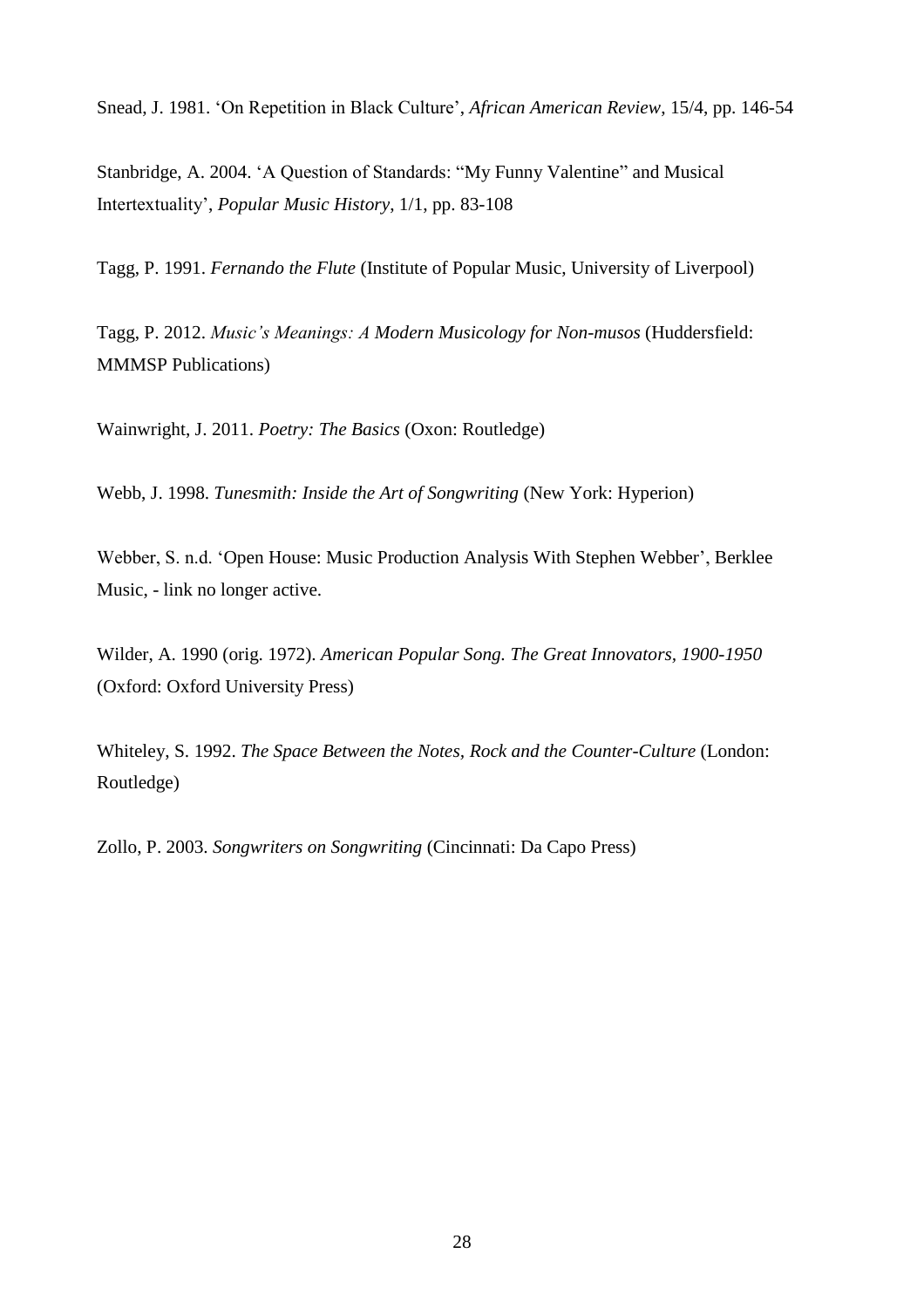Snead, J. 1981. 'On Repetition in Black Culture', *African American Review*, 15/4, pp. 146-54

Stanbridge, A. 2004. 'A Question of Standards: "My Funny Valentine" and Musical Intertextuality', *Popular Music History*, 1/1, pp. 83-108

Tagg, P. 1991. *Fernando the Flute* (Institute of Popular Music, University of Liverpool)

Tagg, P. 2012. *Music's Meanings: A Modern Musicology for Non-musos* (Huddersfield: MMMSP Publications)

Wainwright, J. 2011. *Poetry: The Basics* (Oxon: Routledge)

Webb, J. 1998. *Tunesmith: Inside the Art of Songwriting* (New York: Hyperion)

Webber, S. n.d. 'Open House: Music Production Analysis With Stephen Webber', Berklee Music, - link no longer active.

Wilder, A. 1990 (orig. 1972). *American Popular Song. The Great Innovators, 1900-1950* (Oxford: Oxford University Press)

Whiteley, S. 1992. *The Space Between the Notes, Rock and the Counter-Culture* (London: Routledge)

Zollo, P. 2003. *Songwriters on Songwriting* (Cincinnati: Da Capo Press)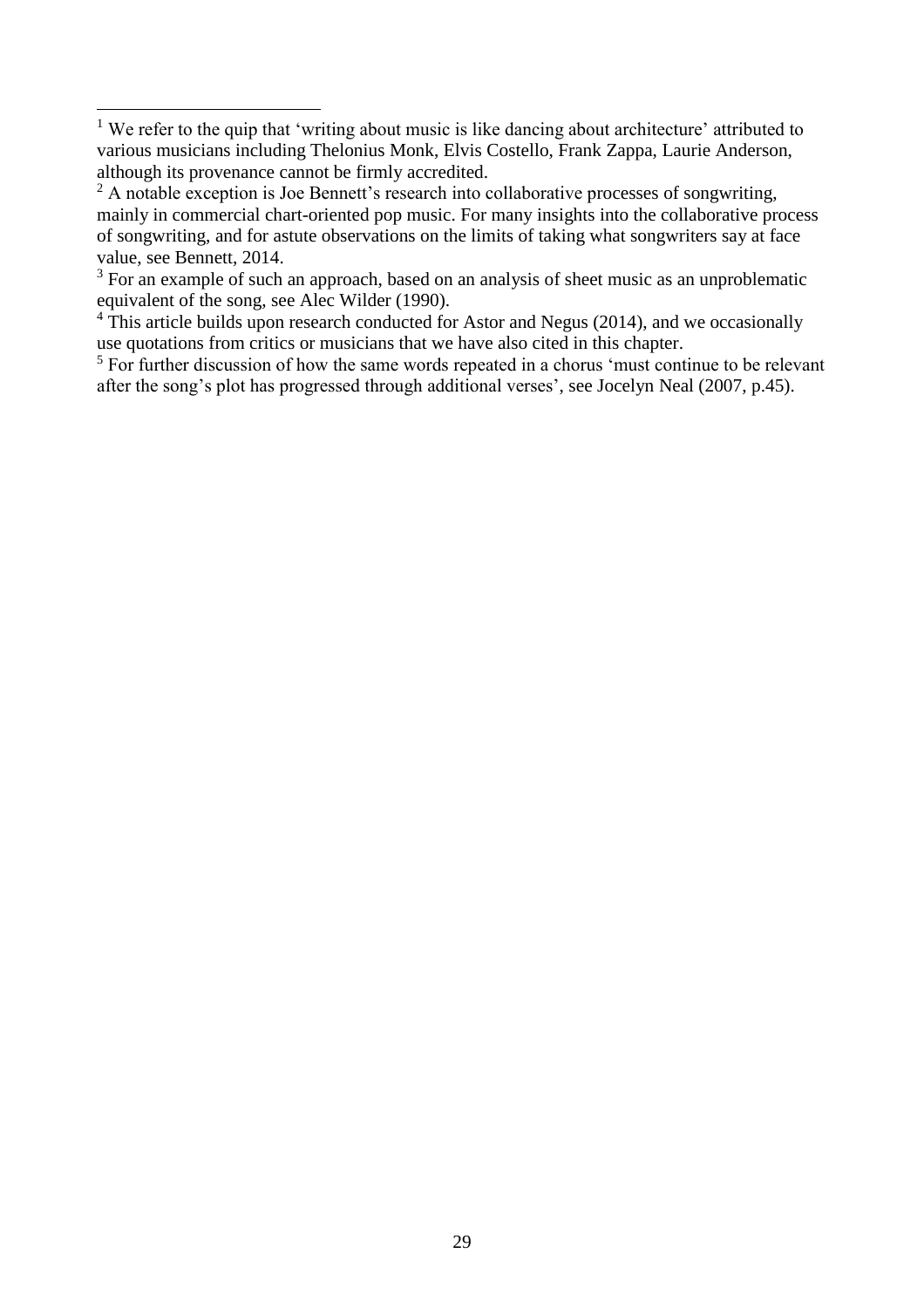[1] We refer to the quip that 'writing about music is like dancing about architecture' attributed to various musicians including Thelonius Monk, Elvis Costello, Frank Zappa, Laurie Anderson, although its provenance cannot be firmly accredited.

[2] A notable exception is Joe Bennett's research into collaborative processes of songwriting, mainly in commercial chart-oriented pop music. For many insights into the collaborative process of songwriting, and for astute observations on the limits of taking what songwriters say at face value, see Bennett, 2014.

[3] For an example of such an approach, based on an analysis of sheet music as an unproblematic equivalent of the song, see Alec Wilder (1990).

[4] This article builds upon research conducted for Astor and Negus (2014), and we occasionally use quotations from critics or musicians that we have also cited in this chapter.

[5] For further discussion of how the same words repeated in a chorus 'must continue to be relevant after the song's plot has progressed through additional verses', see Jocelyn Neal (2007, p.45).